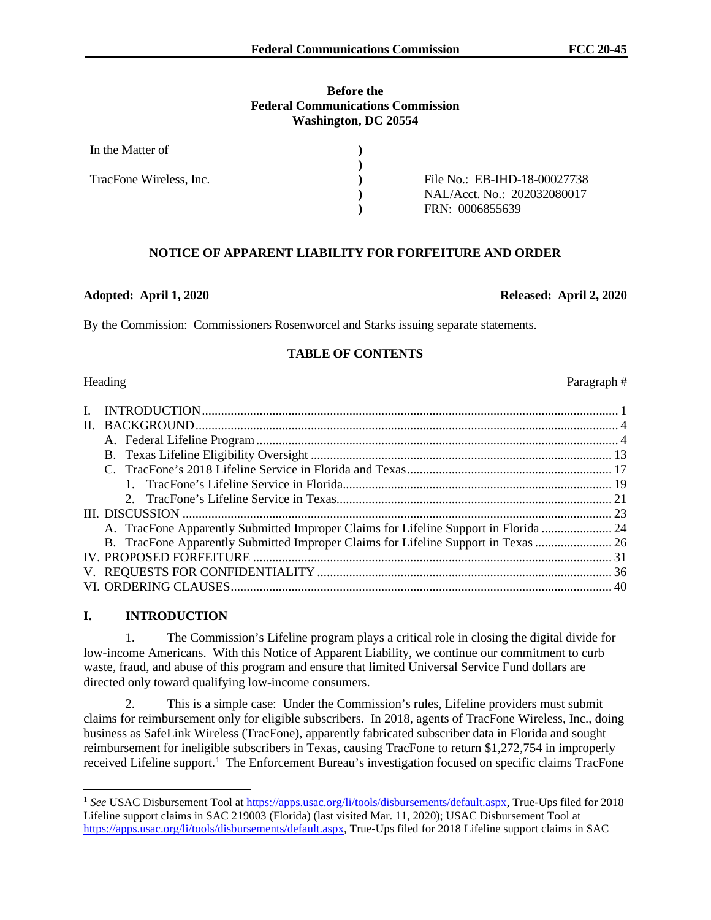**Before the**
**Federal Communications Commission**
**Washington, DC 20554**

| | | |
|---|---|---|
| In the Matter of | ) | |
| | ) | |
| TracFone Wireless, Inc. | ) | File No.: EB-IHD-18-00027738 |
| | ) | NAL/Acct. No.: 202032080017 |
| | ) | FRN: 0006855639 |

**NOTICE OF APPARENT LIABILITY FOR FORFEITURE AND ORDER**

**Adopted: April 1, 2020** **Released: April 2, 2020**

By the Commission: Commissioners Rosenworcel and Starks issuing separate statements.

**TABLE OF CONTENTS**

| Heading | Paragraph # |
|---|---|
| I. INTRODUCTION | 1 |
| II. BACKGROUND | 4 |
| A. Federal Lifeline Program | 4 |
| B. Texas Lifeline Eligibility Oversight | 13 |
| C. TracFone's 2018 Lifeline Service in Florida and Texas | 17 |
| 1. TracFone's Lifeline Service in Florida | 19 |
| 2. TracFone's Lifeline Service in Texas | 21 |
| III. DISCUSSION | 23 |
| A. TracFone Apparently Submitted Improper Claims for Lifeline Support in Florida | 24 |
| B. TracFone Apparently Submitted Improper Claims for Lifeline Support in Texas | 26 |
| IV. PROPOSED FORFEITURE | 31 |
| V. REQUESTS FOR CONFIDENTIALITY | 36 |
| VI. ORDERING CLAUSES | 40 |

## I. INTRODUCTION

1. The Commission's Lifeline program plays a critical role in closing the digital divide for low-income Americans. With this Notice of Apparent Liability, we continue our commitment to curb waste, fraud, and abuse of this program and ensure that limited Universal Service Fund dollars are directed only toward qualifying low-income consumers.

2. This is a simple case: Under the Commission's rules, Lifeline providers must submit claims for reimbursement only for eligible subscribers. In 2018, agents of TracFone Wireless, Inc., doing business as SafeLink Wireless (TracFone), apparently fabricated subscriber data in Florida and sought reimbursement for ineligible subscribers in Texas, causing TracFone to return $1,272,754 in improperly received Lifeline support.[1] The Enforcement Bureau's investigation focused on specific claims TracFone

[1] *See* USAC Disbursement Tool at https://apps.usac.org/li/tools/disbursements/default.aspx, True-Ups filed for 2018 Lifeline support claims in SAC 219003 (Florida) (last visited Mar. 11, 2020); USAC Disbursement Tool at https://apps.usac.org/li/tools/disbursements/default.aspx, True-Ups filed for 2018 Lifeline support claims in SAC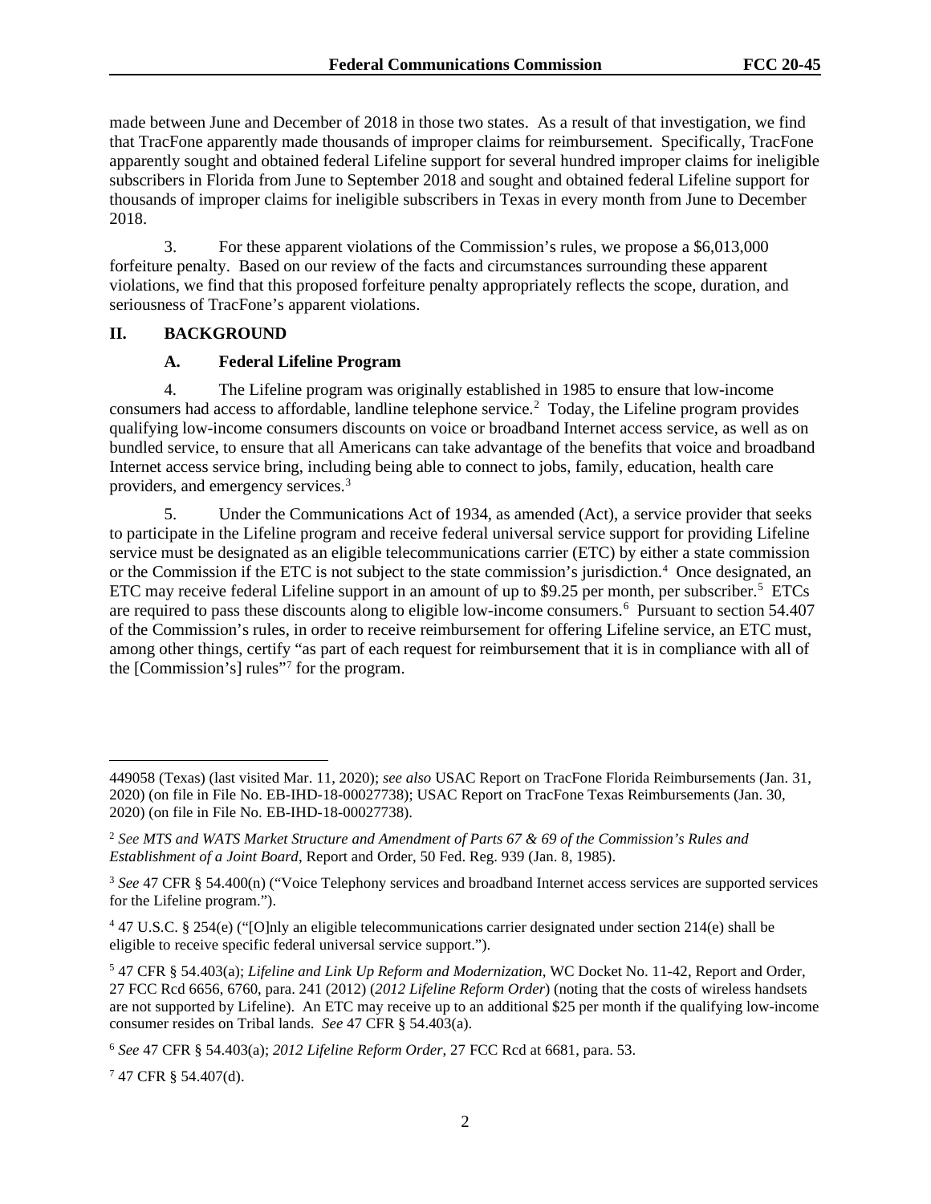made between June and December of 2018 in those two states. As a result of that investigation, we find that TracFone apparently made thousands of improper claims for reimbursement. Specifically, TracFone apparently sought and obtained federal Lifeline support for several hundred improper claims for ineligible subscribers in Florida from June to September 2018 and sought and obtained federal Lifeline support for thousands of improper claims for ineligible subscribers in Texas in every month from June to December 2018.

3. For these apparent violations of the Commission's rules, we propose a $6,013,000 forfeiture penalty. Based on our review of the facts and circumstances surrounding these apparent violations, we find that this proposed forfeiture penalty appropriately reflects the scope, duration, and seriousness of TracFone's apparent violations.

## II. BACKGROUND

### A. Federal Lifeline Program

4. The Lifeline program was originally established in 1985 to ensure that low-income consumers had access to affordable, landline telephone service.[2] Today, the Lifeline program provides qualifying low-income consumers discounts on voice or broadband Internet access service, as well as on bundled service, to ensure that all Americans can take advantage of the benefits that voice and broadband Internet access service bring, including being able to connect to jobs, family, education, health care providers, and emergency services.[3]

5. Under the Communications Act of 1934, as amended (Act), a service provider that seeks to participate in the Lifeline program and receive federal universal service support for providing Lifeline service must be designated as an eligible telecommunications carrier (ETC) by either a state commission or the Commission if the ETC is not subject to the state commission's jurisdiction.[4] Once designated, an ETC may receive federal Lifeline support in an amount of up to $9.25 per month, per subscriber.[5] ETCs are required to pass these discounts along to eligible low-income consumers.[6] Pursuant to section 54.407 of the Commission's rules, in order to receive reimbursement for offering Lifeline service, an ETC must, among other things, certify "as part of each request for reimbursement that it is in compliance with all of the [Commission's] rules"[7] for the program.

---

449058 (Texas) (last visited Mar. 11, 2020); *see also* USAC Report on TracFone Florida Reimbursements (Jan. 31, 2020) (on file in File No. EB-IHD-18-00027738); USAC Report on TracFone Texas Reimbursements (Jan. 30, 2020) (on file in File No. EB-IHD-18-00027738).

[2] *See MTS and WATS Market Structure and Amendment of Parts 67 & 69 of the Commission's Rules and Establishment of a Joint Board*, Report and Order, 50 Fed. Reg. 939 (Jan. 8, 1985).

[3] *See* 47 CFR § 54.400(n) ("Voice Telephony services and broadband Internet access services are supported services for the Lifeline program.").

[4] 47 U.S.C. § 254(e) ("[O]nly an eligible telecommunications carrier designated under section 214(e) shall be eligible to receive specific federal universal service support.").

[5] 47 CFR § 54.403(a); *Lifeline and Link Up Reform and Modernization*, WC Docket No. 11-42, Report and Order, 27 FCC Rcd 6656, 6760, para. 241 (2012) (*2012 Lifeline Reform Order*) (noting that the costs of wireless handsets are not supported by Lifeline). An ETC may receive up to an additional $25 per month if the qualifying low-income consumer resides on Tribal lands. *See* 47 CFR § 54.403(a).

[6] *See* 47 CFR § 54.403(a); *2012 Lifeline Reform Order*, 27 FCC Rcd at 6681, para. 53.

[7] 47 CFR § 54.407(d).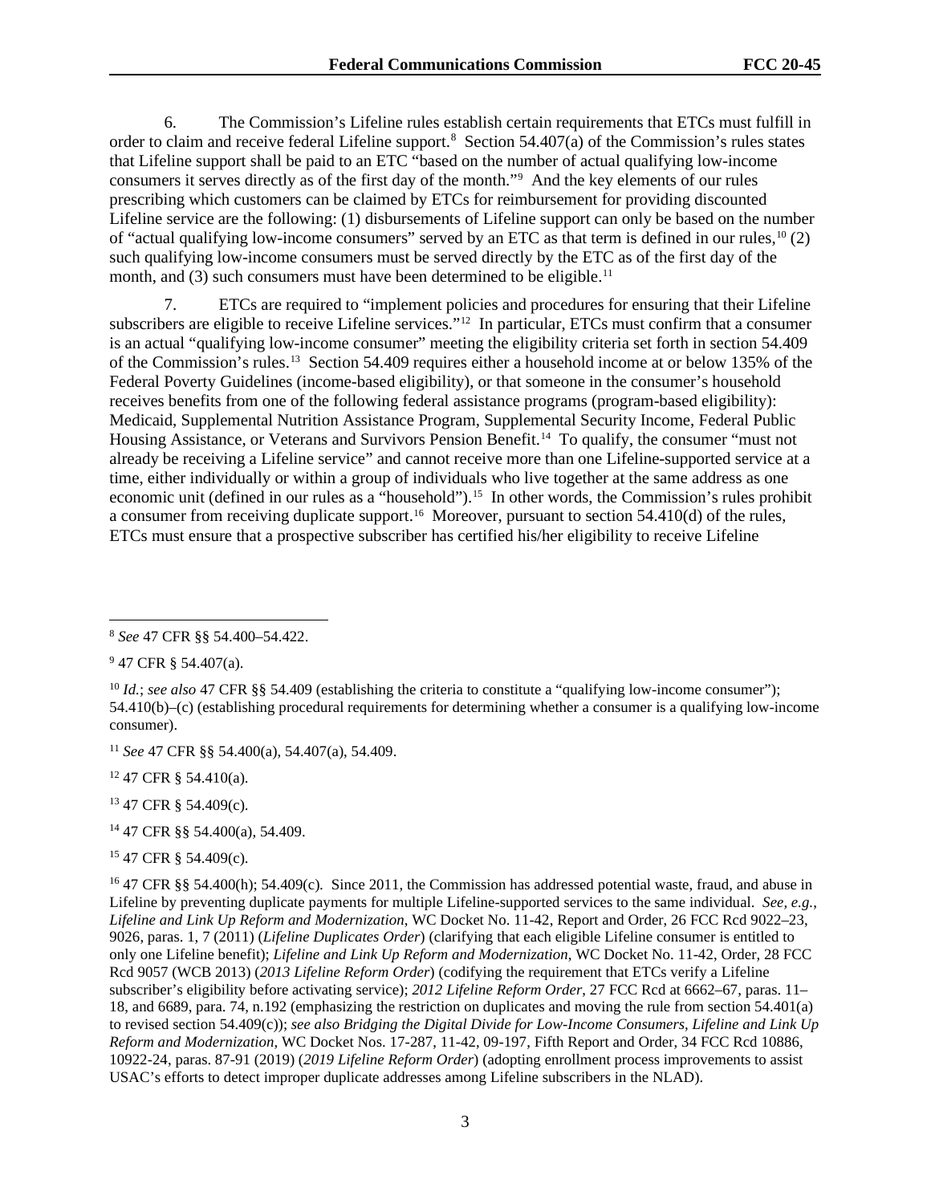6. The Commission's Lifeline rules establish certain requirements that ETCs must fulfill in order to claim and receive federal Lifeline support.[8] Section 54.407(a) of the Commission's rules states that Lifeline support shall be paid to an ETC "based on the number of actual qualifying low-income consumers it serves directly as of the first day of the month."[9] And the key elements of our rules prescribing which customers can be claimed by ETCs for reimbursement for providing discounted Lifeline service are the following: (1) disbursements of Lifeline support can only be based on the number of "actual qualifying low-income consumers" served by an ETC as that term is defined in our rules,[10] (2) such qualifying low-income consumers must be served directly by the ETC as of the first day of the month, and (3) such consumers must have been determined to be eligible.[11]

7. ETCs are required to "implement policies and procedures for ensuring that their Lifeline subscribers are eligible to receive Lifeline services."[12] In particular, ETCs must confirm that a consumer is an actual "qualifying low-income consumer" meeting the eligibility criteria set forth in section 54.409 of the Commission's rules.[13] Section 54.409 requires either a household income at or below 135% of the Federal Poverty Guidelines (income-based eligibility), or that someone in the consumer's household receives benefits from one of the following federal assistance programs (program-based eligibility): Medicaid, Supplemental Nutrition Assistance Program, Supplemental Security Income, Federal Public Housing Assistance, or Veterans and Survivors Pension Benefit.[14] To qualify, the consumer "must not already be receiving a Lifeline service" and cannot receive more than one Lifeline-supported service at a time, either individually or within a group of individuals who live together at the same address as one economic unit (defined in our rules as a "household").[15] In other words, the Commission's rules prohibit a consumer from receiving duplicate support.[16] Moreover, pursuant to section 54.410(d) of the rules, ETCs must ensure that a prospective subscriber has certified his/her eligibility to receive Lifeline

---

[8] *See* 47 CFR §§ 54.400–54.422.

[9] 47 CFR § 54.407(a).

[10] *Id.*; *see also* 47 CFR §§ 54.409 (establishing the criteria to constitute a "qualifying low-income consumer"); 54.410(b)–(c) (establishing procedural requirements for determining whether a consumer is a qualifying low-income consumer).

[11] *See* 47 CFR §§ 54.400(a), 54.407(a), 54.409.

[12] 47 CFR § 54.410(a).

[13] 47 CFR § 54.409(c).

[14] 47 CFR §§ 54.400(a), 54.409.

[15] 47 CFR § 54.409(c).

[16] 47 CFR §§ 54.400(h); 54.409(c). Since 2011, the Commission has addressed potential waste, fraud, and abuse in Lifeline by preventing duplicate payments for multiple Lifeline-supported services to the same individual. *See, e.g.*, *Lifeline and Link Up Reform and Modernization*, WC Docket No. 11-42, Report and Order, 26 FCC Rcd 9022–23, 9026, paras. 1, 7 (2011) (*Lifeline Duplicates Order*) (clarifying that each eligible Lifeline consumer is entitled to only one Lifeline benefit); *Lifeline and Link Up Reform and Modernization*, WC Docket No. 11-42, Order, 28 FCC Rcd 9057 (WCB 2013) (*2013 Lifeline Reform Order*) (codifying the requirement that ETCs verify a Lifeline subscriber's eligibility before activating service); *2012 Lifeline Reform Order*, 27 FCC Rcd at 6662–67, paras. 11–18, and 6689, para. 74, n.192 (emphasizing the restriction on duplicates and moving the rule from section 54.401(a) to revised section 54.409(c)); *see also Bridging the Digital Divide for Low-Income Consumers, Lifeline and Link Up Reform and Modernization*, WC Docket Nos. 17-287, 11-42, 09-197, Fifth Report and Order, 34 FCC Rcd 10886, 10922-24, paras. 87-91 (2019) (*2019 Lifeline Reform Order*) (adopting enrollment process improvements to assist USAC's efforts to detect improper duplicate addresses among Lifeline subscribers in the NLAD).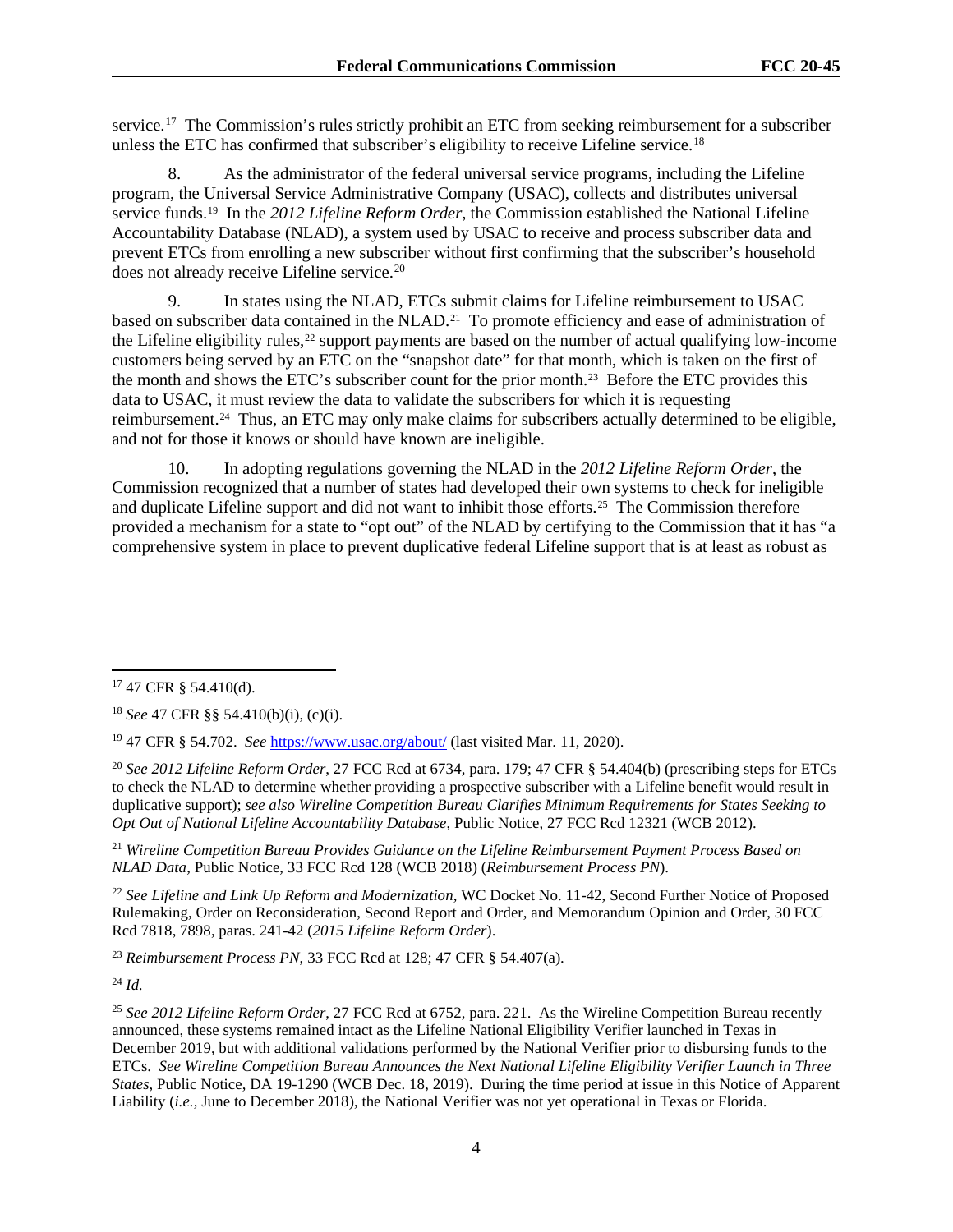service.[17] The Commission's rules strictly prohibit an ETC from seeking reimbursement for a subscriber unless the ETC has confirmed that subscriber's eligibility to receive Lifeline service.[18]

8. As the administrator of the federal universal service programs, including the Lifeline program, the Universal Service Administrative Company (USAC), collects and distributes universal service funds.[19] In the *2012 Lifeline Reform Order*, the Commission established the National Lifeline Accountability Database (NLAD), a system used by USAC to receive and process subscriber data and prevent ETCs from enrolling a new subscriber without first confirming that the subscriber's household does not already receive Lifeline service.[20]

9. In states using the NLAD, ETCs submit claims for Lifeline reimbursement to USAC based on subscriber data contained in the NLAD.[21] To promote efficiency and ease of administration of the Lifeline eligibility rules,[22] support payments are based on the number of actual qualifying low-income customers being served by an ETC on the "snapshot date" for that month, which is taken on the first of the month and shows the ETC's subscriber count for the prior month.[23] Before the ETC provides this data to USAC, it must review the data to validate the subscribers for which it is requesting reimbursement.[24] Thus, an ETC may only make claims for subscribers actually determined to be eligible, and not for those it knows or should have known are ineligible.

10. In adopting regulations governing the NLAD in the *2012 Lifeline Reform Order*, the Commission recognized that a number of states had developed their own systems to check for ineligible and duplicate Lifeline support and did not want to inhibit those efforts.[25] The Commission therefore provided a mechanism for a state to "opt out" of the NLAD by certifying to the Commission that it has "a comprehensive system in place to prevent duplicative federal Lifeline support that is at least as robust as

---

[17] 47 CFR § 54.410(d).

[18] *See* 47 CFR §§ 54.410(b)(i), (c)(i).

[19] 47 CFR § 54.702. *See* https://www.usac.org/about/ (last visited Mar. 11, 2020).

[20] *See 2012 Lifeline Reform Order*, 27 FCC Rcd at 6734, para. 179; 47 CFR § 54.404(b) (prescribing steps for ETCs to check the NLAD to determine whether providing a prospective subscriber with a Lifeline benefit would result in duplicative support); *see also Wireline Competition Bureau Clarifies Minimum Requirements for States Seeking to Opt Out of National Lifeline Accountability Database*, Public Notice, 27 FCC Rcd 12321 (WCB 2012).

[21] *Wireline Competition Bureau Provides Guidance on the Lifeline Reimbursement Payment Process Based on NLAD Data*, Public Notice, 33 FCC Rcd 128 (WCB 2018) (*Reimbursement Process PN*).

[22] *See Lifeline and Link Up Reform and Modernization*, WC Docket No. 11-42, Second Further Notice of Proposed Rulemaking, Order on Reconsideration, Second Report and Order, and Memorandum Opinion and Order, 30 FCC Rcd 7818, 7898, paras. 241-42 (*2015 Lifeline Reform Order*).

[23] *Reimbursement Process PN*, 33 FCC Rcd at 128; 47 CFR § 54.407(a).

[24] *Id.*

[25] *See 2012 Lifeline Reform Order*, 27 FCC Rcd at 6752, para. 221. As the Wireline Competition Bureau recently announced, these systems remained intact as the Lifeline National Eligibility Verifier launched in Texas in December 2019, but with additional validations performed by the National Verifier prior to disbursing funds to the ETCs. *See Wireline Competition Bureau Announces the Next National Lifeline Eligibility Verifier Launch in Three States*, Public Notice, DA 19-1290 (WCB Dec. 18, 2019). During the time period at issue in this Notice of Apparent Liability (*i.e.,* June to December 2018), the National Verifier was not yet operational in Texas or Florida.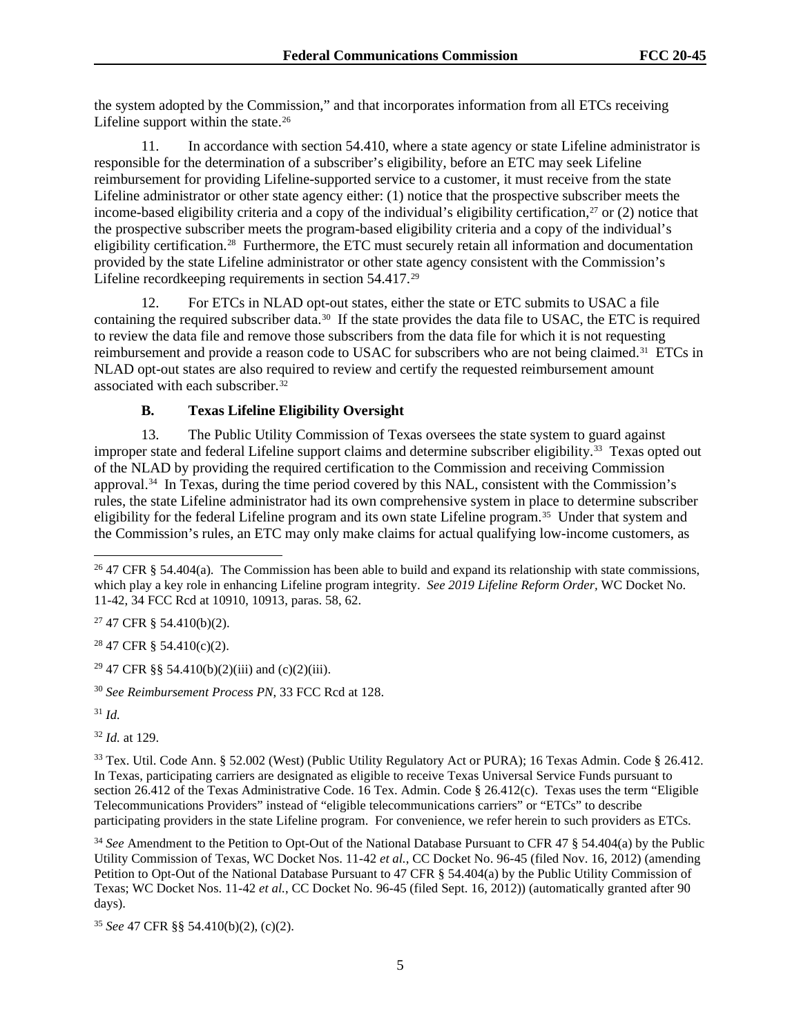the system adopted by the Commission," and that incorporates information from all ETCs receiving Lifeline support within the state.[26]

11. In accordance with section 54.410, where a state agency or state Lifeline administrator is responsible for the determination of a subscriber's eligibility, before an ETC may seek Lifeline reimbursement for providing Lifeline-supported service to a customer, it must receive from the state Lifeline administrator or other state agency either: (1) notice that the prospective subscriber meets the income-based eligibility criteria and a copy of the individual's eligibility certification,[27] or (2) notice that the prospective subscriber meets the program-based eligibility criteria and a copy of the individual's eligibility certification.[28] Furthermore, the ETC must securely retain all information and documentation provided by the state Lifeline administrator or other state agency consistent with the Commission's Lifeline recordkeeping requirements in section 54.417.[29]

12. For ETCs in NLAD opt-out states, either the state or ETC submits to USAC a file containing the required subscriber data.[30] If the state provides the data file to USAC, the ETC is required to review the data file and remove those subscribers from the data file for which it is not requesting reimbursement and provide a reason code to USAC for subscribers who are not being claimed.[31] ETCs in NLAD opt-out states are also required to review and certify the requested reimbursement amount associated with each subscriber.[32]

### B. Texas Lifeline Eligibility Oversight

13. The Public Utility Commission of Texas oversees the state system to guard against improper state and federal Lifeline support claims and determine subscriber eligibility.[33] Texas opted out of the NLAD by providing the required certification to the Commission and receiving Commission approval.[34] In Texas, during the time period covered by this NAL, consistent with the Commission's rules, the state Lifeline administrator had its own comprehensive system in place to determine subscriber eligibility for the federal Lifeline program and its own state Lifeline program.[35] Under that system and the Commission's rules, an ETC may only make claims for actual qualifying low-income customers, as

---

[26] 47 CFR § 54.404(a). The Commission has been able to build and expand its relationship with state commissions, which play a key role in enhancing Lifeline program integrity. *See 2019 Lifeline Reform Order*, WC Docket No. 11-42, 34 FCC Rcd at 10910, 10913, paras. 58, 62.

[27] 47 CFR § 54.410(b)(2).

[28] 47 CFR § 54.410(c)(2).

[29] 47 CFR §§ 54.410(b)(2)(iii) and (c)(2)(iii).

[30] *See Reimbursement Process PN*, 33 FCC Rcd at 128.

[31] *Id.*

[32] *Id.* at 129.

[33] Tex. Util. Code Ann. § 52.002 (West) (Public Utility Regulatory Act or PURA); 16 Texas Admin. Code § 26.412. In Texas, participating carriers are designated as eligible to receive Texas Universal Service Funds pursuant to section 26.412 of the Texas Administrative Code. 16 Tex. Admin. Code § 26.412(c). Texas uses the term "Eligible Telecommunications Providers" instead of "eligible telecommunications carriers" or "ETCs" to describe participating providers in the state Lifeline program. For convenience, we refer herein to such providers as ETCs.

[34] *See* Amendment to the Petition to Opt-Out of the National Database Pursuant to CFR 47 § 54.404(a) by the Public Utility Commission of Texas, WC Docket Nos. 11-42 *et al.*, CC Docket No. 96-45 (filed Nov. 16, 2012) (amending Petition to Opt-Out of the National Database Pursuant to 47 CFR § 54.404(a) by the Public Utility Commission of Texas; WC Docket Nos. 11-42 *et al.*, CC Docket No. 96-45 (filed Sept. 16, 2012)) (automatically granted after 90 days).

[35] *See* 47 CFR §§ 54.410(b)(2), (c)(2).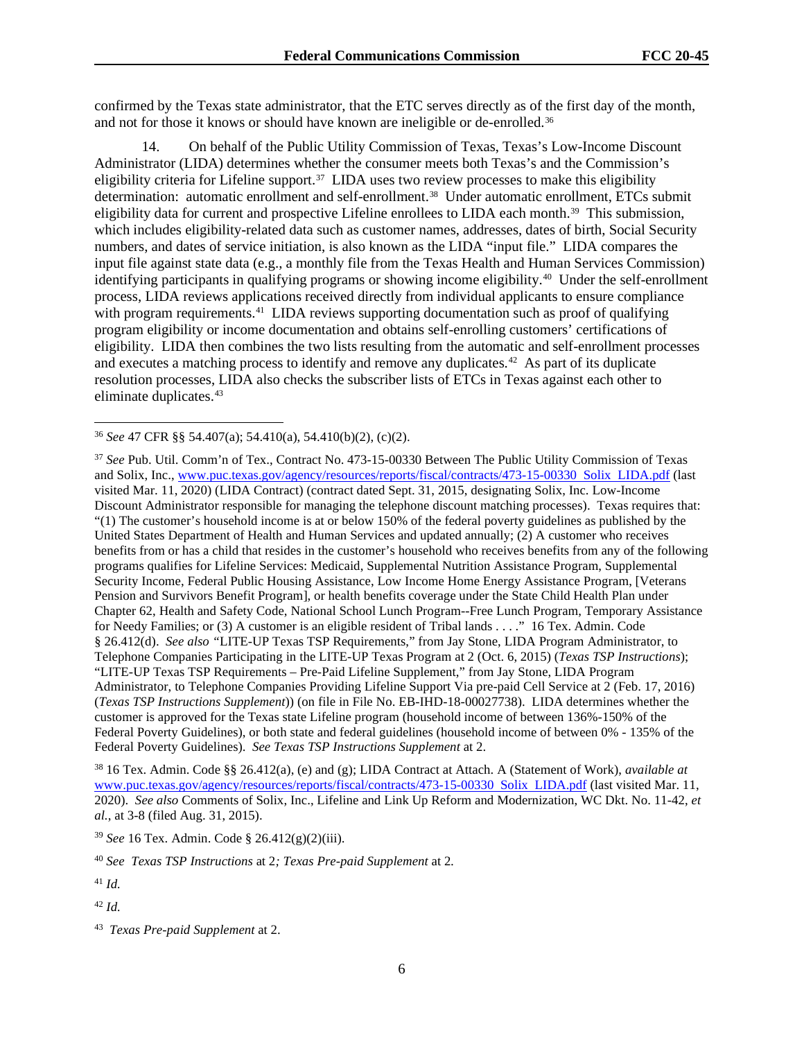confirmed by the Texas state administrator, that the ETC serves directly as of the first day of the month, and not for those it knows or should have known are ineligible or de-enrolled.[36]

14. On behalf of the Public Utility Commission of Texas, Texas's Low-Income Discount Administrator (LIDA) determines whether the consumer meets both Texas's and the Commission's eligibility criteria for Lifeline support.[37] LIDA uses two review processes to make this eligibility determination: automatic enrollment and self-enrollment.[38] Under automatic enrollment, ETCs submit eligibility data for current and prospective Lifeline enrollees to LIDA each month.[39] This submission, which includes eligibility-related data such as customer names, addresses, dates of birth, Social Security numbers, and dates of service initiation, is also known as the LIDA "input file." LIDA compares the input file against state data (e.g., a monthly file from the Texas Health and Human Services Commission) identifying participants in qualifying programs or showing income eligibility.[40] Under the self-enrollment process, LIDA reviews applications received directly from individual applicants to ensure compliance with program requirements.[41] LIDA reviews supporting documentation such as proof of qualifying program eligibility or income documentation and obtains self-enrolling customers' certifications of eligibility. LIDA then combines the two lists resulting from the automatic and self-enrollment processes and executes a matching process to identify and remove any duplicates.[42] As part of its duplicate resolution processes, LIDA also checks the subscriber lists of ETCs in Texas against each other to eliminate duplicates.[43]

---

[36] *See* 47 CFR §§ 54.407(a); 54.410(a), 54.410(b)(2), (c)(2).

[37] *See* Pub. Util. Comm'n of Tex., Contract No. 473-15-00330 Between The Public Utility Commission of Texas and Solix, Inc., www.puc.texas.gov/agency/resources/reports/fiscal/contracts/473-15-00330_Solix_LIDA.pdf (last visited Mar. 11, 2020) (LIDA Contract) (contract dated Sept. 31, 2015, designating Solix, Inc. Low-Income Discount Administrator responsible for managing the telephone discount matching processes). Texas requires that: "(1) The customer's household income is at or below 150% of the federal poverty guidelines as published by the United States Department of Health and Human Services and updated annually; (2) A customer who receives benefits from or has a child that resides in the customer's household who receives benefits from any of the following programs qualifies for Lifeline Services: Medicaid, Supplemental Nutrition Assistance Program, Supplemental Security Income, Federal Public Housing Assistance, Low Income Home Energy Assistance Program, [Veterans Pension and Survivors Benefit Program], or health benefits coverage under the State Child Health Plan under Chapter 62, Health and Safety Code, National School Lunch Program--Free Lunch Program, Temporary Assistance for Needy Families; or (3) A customer is an eligible resident of Tribal lands . . . ." 16 Tex. Admin. Code § 26.412(d). *See also* "LITE-UP Texas TSP Requirements," from Jay Stone, LIDA Program Administrator, to Telephone Companies Participating in the LITE-UP Texas Program at 2 (Oct. 6, 2015) (*Texas TSP Instructions*); "LITE-UP Texas TSP Requirements – Pre-Paid Lifeline Supplement," from Jay Stone, LIDA Program Administrator, to Telephone Companies Providing Lifeline Support Via pre-paid Cell Service at 2 (Feb. 17, 2016) (*Texas TSP Instructions Supplement*)) (on file in File No. EB-IHD-18-00027738). LIDA determines whether the customer is approved for the Texas state Lifeline program (household income of between 136%-150% of the Federal Poverty Guidelines), or both state and federal guidelines (household income of between 0% - 135% of the Federal Poverty Guidelines). *See Texas TSP Instructions Supplement* at 2.

[38] 16 Tex. Admin. Code §§ 26.412(a), (e) and (g); LIDA Contract at Attach. A (Statement of Work), *available at* www.puc.texas.gov/agency/resources/reports/fiscal/contracts/473-15-00330_Solix_LIDA.pdf (last visited Mar. 11, 2020). *See also* Comments of Solix, Inc., Lifeline and Link Up Reform and Modernization, WC Dkt. No. 11-42, *et al.*, at 3-8 (filed Aug. 31, 2015).

[39] *See* 16 Tex. Admin. Code § 26.412(g)(2)(iii).

[40] *See Texas TSP Instructions* at 2*; Texas Pre-paid Supplement* at 2.

[41] *Id.*

[42] *Id.*

[43] *Texas Pre-paid Supplement* at 2.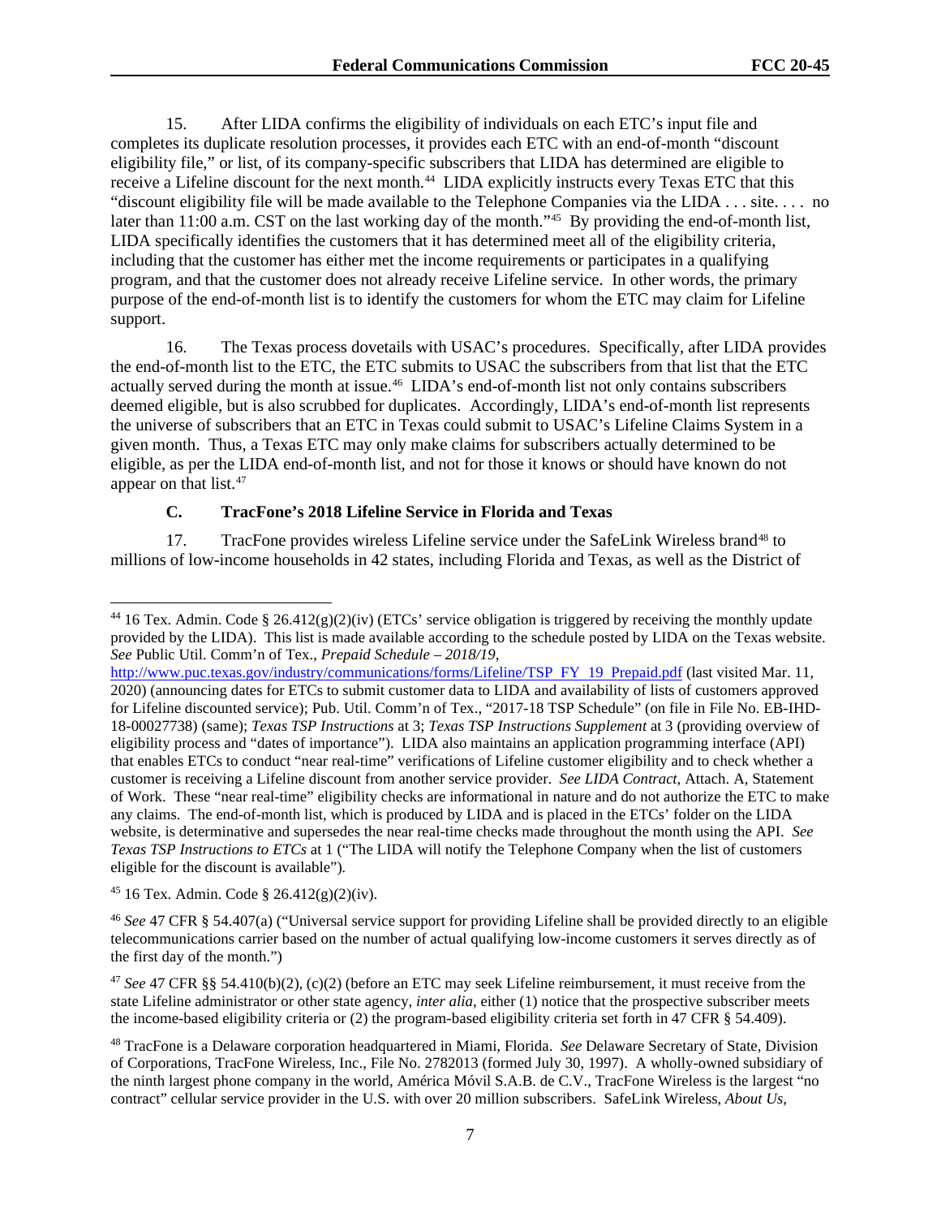15. After LIDA confirms the eligibility of individuals on each ETC's input file and completes its duplicate resolution processes, it provides each ETC with an end-of-month "discount eligibility file," or list, of its company-specific subscribers that LIDA has determined are eligible to receive a Lifeline discount for the next month.[44] LIDA explicitly instructs every Texas ETC that this "discount eligibility file will be made available to the Telephone Companies via the LIDA . . . site. . . . no later than 11:00 a.m. CST on the last working day of the month."[45] By providing the end-of-month list, LIDA specifically identifies the customers that it has determined meet all of the eligibility criteria, including that the customer has either met the income requirements or participates in a qualifying program, and that the customer does not already receive Lifeline service. In other words, the primary purpose of the end-of-month list is to identify the customers for whom the ETC may claim for Lifeline support.

16. The Texas process dovetails with USAC's procedures. Specifically, after LIDA provides the end-of-month list to the ETC, the ETC submits to USAC the subscribers from that list that the ETC actually served during the month at issue.[46] LIDA's end-of-month list not only contains subscribers deemed eligible, but is also scrubbed for duplicates. Accordingly, LIDA's end-of-month list represents the universe of subscribers that an ETC in Texas could submit to USAC's Lifeline Claims System in a given month. Thus, a Texas ETC may only make claims for subscribers actually determined to be eligible, as per the LIDA end-of-month list, and not for those it knows or should have known do not appear on that list.[47]

### C. TracFone's 2018 Lifeline Service in Florida and Texas

17. TracFone provides wireless Lifeline service under the SafeLink Wireless brand[48] to millions of low-income households in 42 states, including Florida and Texas, as well as the District of

---

[44] 16 Tex. Admin. Code § 26.412(g)(2)(iv) (ETCs' service obligation is triggered by receiving the monthly update provided by the LIDA). This list is made available according to the schedule posted by LIDA on the Texas website. *See* Public Util. Comm'n of Tex., *Prepaid Schedule – 2018/19*, http://www.puc.texas.gov/industry/communications/forms/Lifeline/TSP_FY_19_Prepaid.pdf (last visited Mar. 11, 2020) (announcing dates for ETCs to submit customer data to LIDA and availability of lists of customers approved for Lifeline discounted service); Pub. Util. Comm'n of Tex., "2017-18 TSP Schedule" (on file in File No. EB-IHD-18-00027738) (same); *Texas TSP Instructions* at 3; *Texas TSP Instructions Supplement* at 3 (providing overview of eligibility process and "dates of importance"). LIDA also maintains an application programming interface (API) that enables ETCs to conduct "near real-time" verifications of Lifeline customer eligibility and to check whether a customer is receiving a Lifeline discount from another service provider. *See LIDA Contract*, Attach. A, Statement of Work. These "near real-time" eligibility checks are informational in nature and do not authorize the ETC to make any claims. The end-of-month list, which is produced by LIDA and is placed in the ETCs' folder on the LIDA website, is determinative and supersedes the near real-time checks made throughout the month using the API. *See Texas TSP Instructions to ETCs* at 1 ("The LIDA will notify the Telephone Company when the list of customers eligible for the discount is available").

[45] 16 Tex. Admin. Code § 26.412(g)(2)(iv).

[46] *See* 47 CFR § 54.407(a) ("Universal service support for providing Lifeline shall be provided directly to an eligible telecommunications carrier based on the number of actual qualifying low-income customers it serves directly as of the first day of the month.")

[47] *See* 47 CFR §§ 54.410(b)(2), (c)(2) (before an ETC may seek Lifeline reimbursement, it must receive from the state Lifeline administrator or other state agency, *inter alia*, either (1) notice that the prospective subscriber meets the income-based eligibility criteria or (2) the program-based eligibility criteria set forth in 47 CFR § 54.409).

[48] TracFone is a Delaware corporation headquartered in Miami, Florida. *See* Delaware Secretary of State, Division of Corporations, TracFone Wireless, Inc., File No. 2782013 (formed July 30, 1997). A wholly-owned subsidiary of the ninth largest phone company in the world, América Móvil S.A.B. de C.V., TracFone Wireless is the largest "no contract" cellular service provider in the U.S. with over 20 million subscribers. SafeLink Wireless, *About Us*,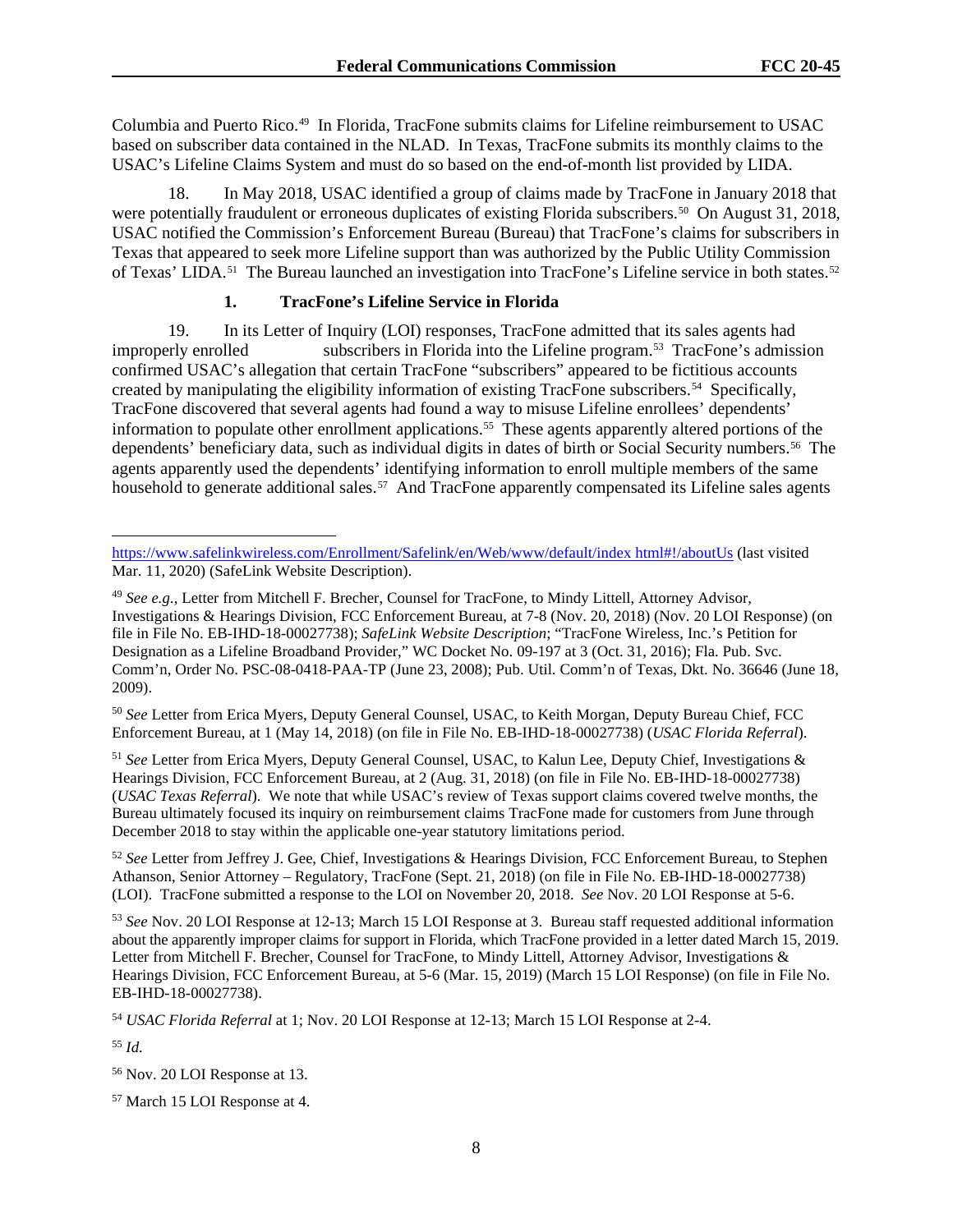Columbia and Puerto Rico.[49] In Florida, TracFone submits claims for Lifeline reimbursement to USAC based on subscriber data contained in the NLAD. In Texas, TracFone submits its monthly claims to the USAC's Lifeline Claims System and must do so based on the end-of-month list provided by LIDA.

18. In May 2018, USAC identified a group of claims made by TracFone in January 2018 that were potentially fraudulent or erroneous duplicates of existing Florida subscribers.[50] On August 31, 2018, USAC notified the Commission's Enforcement Bureau (Bureau) that TracFone's claims for subscribers in Texas that appeared to seek more Lifeline support than was authorized by the Public Utility Commission of Texas' LIDA.[51] The Bureau launched an investigation into TracFone's Lifeline service in both states.[52]

### 1. TracFone's Lifeline Service in Florida

19. In its Letter of Inquiry (LOI) responses, TracFone admitted that its sales agents had improperly enrolled subscribers in Florida into the Lifeline program.[53] TracFone's admission confirmed USAC's allegation that certain TracFone "subscribers" appeared to be fictitious accounts created by manipulating the eligibility information of existing TracFone subscribers.[54] Specifically, TracFone discovered that several agents had found a way to misuse Lifeline enrollees' dependents' information to populate other enrollment applications.[55] These agents apparently altered portions of the dependents' beneficiary data, such as individual digits in dates of birth or Social Security numbers.[56] The agents apparently used the dependents' identifying information to enroll multiple members of the same household to generate additional sales.[57] And TracFone apparently compensated its Lifeline sales agents

---

https://www.safelinkwireless.com/Enrollment/Safelink/en/Web/www/default/index html#!/aboutUs (last visited Mar. 11, 2020) (SafeLink Website Description).

[49] *See e.g.*, Letter from Mitchell F. Brecher, Counsel for TracFone, to Mindy Littell, Attorney Advisor, Investigations & Hearings Division, FCC Enforcement Bureau, at 7-8 (Nov. 20, 2018) (Nov. 20 LOI Response) (on file in File No. EB-IHD-18-00027738); *SafeLink Website Description*; "TracFone Wireless, Inc.'s Petition for Designation as a Lifeline Broadband Provider," WC Docket No. 09-197 at 3 (Oct. 31, 2016); Fla. Pub. Svc. Comm'n, Order No. PSC-08-0418-PAA-TP (June 23, 2008); Pub. Util. Comm'n of Texas, Dkt. No. 36646 (June 18, 2009).

[50] *See* Letter from Erica Myers, Deputy General Counsel, USAC, to Keith Morgan, Deputy Bureau Chief, FCC Enforcement Bureau, at 1 (May 14, 2018) (on file in File No. EB-IHD-18-00027738) (*USAC Florida Referral*).

[51] *See* Letter from Erica Myers, Deputy General Counsel, USAC, to Kalun Lee, Deputy Chief, Investigations & Hearings Division, FCC Enforcement Bureau, at 2 (Aug. 31, 2018) (on file in File No. EB-IHD-18-00027738) (*USAC Texas Referral*). We note that while USAC's review of Texas support claims covered twelve months, the Bureau ultimately focused its inquiry on reimbursement claims TracFone made for customers from June through December 2018 to stay within the applicable one-year statutory limitations period.

[52] *See* Letter from Jeffrey J. Gee, Chief, Investigations & Hearings Division, FCC Enforcement Bureau, to Stephen Athanson, Senior Attorney – Regulatory, TracFone (Sept. 21, 2018) (on file in File No. EB-IHD-18-00027738) (LOI). TracFone submitted a response to the LOI on November 20, 2018. *See* Nov. 20 LOI Response at 5-6.

[53] *See* Nov. 20 LOI Response at 12-13; March 15 LOI Response at 3. Bureau staff requested additional information about the apparently improper claims for support in Florida, which TracFone provided in a letter dated March 15, 2019. Letter from Mitchell F. Brecher, Counsel for TracFone, to Mindy Littell, Attorney Advisor, Investigations & Hearings Division, FCC Enforcement Bureau, at 5-6 (Mar. 15, 2019) (March 15 LOI Response) (on file in File No. EB-IHD-18-00027738).

[54] *USAC Florida Referral* at 1; Nov. 20 LOI Response at 12-13; March 15 LOI Response at 2-4.

[55] *Id.*

[56] Nov. 20 LOI Response at 13.

[57] March 15 LOI Response at 4.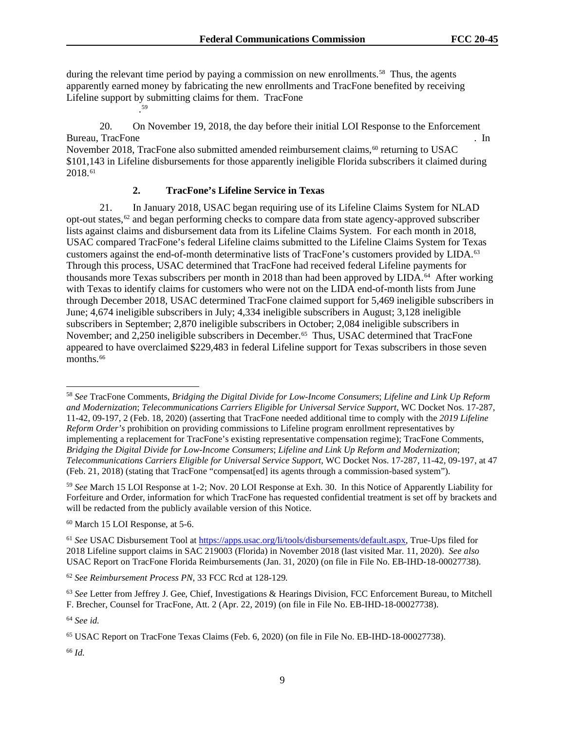during the relevant time period by paying a commission on new enrollments.[58] Thus, the agents apparently earned money by fabricating the new enrollments and TracFone benefited by receiving Lifeline support by submitting claims for them. TracFone

.[59]

20. On November 19, 2018, the day before their initial LOI Response to the Enforcement Bureau, TracFone . In November 2018, TracFone also submitted amended reimbursement claims,[60] returning to USAC $101,143 in Lifeline disbursements for those apparently ineligible Florida subscribers it claimed during 2018.[61]

### 2. TracFone's Lifeline Service in Texas

21. In January 2018, USAC began requiring use of its Lifeline Claims System for NLAD opt-out states,[62] and began performing checks to compare data from state agency-approved subscriber lists against claims and disbursement data from its Lifeline Claims System. For each month in 2018, USAC compared TracFone's federal Lifeline claims submitted to the Lifeline Claims System for Texas customers against the end-of-month determinative lists of TracFone's customers provided by LIDA.[63] Through this process, USAC determined that TracFone had received federal Lifeline payments for thousands more Texas subscribers per month in 2018 than had been approved by LIDA.[64] After working with Texas to identify claims for customers who were not on the LIDA end-of-month lists from June through December 2018, USAC determined TracFone claimed support for 5,469 ineligible subscribers in June; 4,674 ineligible subscribers in July; 4,334 ineligible subscribers in August; 3,128 ineligible subscribers in September; 2,870 ineligible subscribers in October; 2,084 ineligible subscribers in November; and 2,250 ineligible subscribers in December.[65] Thus, USAC determined that TracFone appeared to have overclaimed $229,483 in federal Lifeline support for Texas subscribers in those seven months.[66]

---

[58] *See* TracFone Comments, *Bridging the Digital Divide for Low-Income Consumers*; *Lifeline and Link Up Reform and Modernization*; *Telecommunications Carriers Eligible for Universal Service Support*, WC Docket Nos. 17-287, 11-42, 09-197, 2 (Feb. 18, 2020) (asserting that TracFone needed additional time to comply with the *2019 Lifeline Reform Order's* prohibition on providing commissions to Lifeline program enrollment representatives by implementing a replacement for TracFone's existing representative compensation regime); TracFone Comments, *Bridging the Digital Divide for Low-Income Consumers*; *Lifeline and Link Up Reform and Modernization*; *Telecommunications Carriers Eligible for Universal Service Support*, WC Docket Nos. 17-287, 11-42, 09-197, at 47 (Feb. 21, 2018) (stating that TracFone "compensat[ed] its agents through a commission-based system").

[59] *See* March 15 LOI Response at 1-2; Nov. 20 LOI Response at Exh. 30. In this Notice of Apparently Liability for Forfeiture and Order, information for which TracFone has requested confidential treatment is set off by brackets and will be redacted from the publicly available version of this Notice.

[60] March 15 LOI Response, at 5-6.

[61] *See* USAC Disbursement Tool at https://apps.usac.org/li/tools/disbursements/default.aspx, True-Ups filed for 2018 Lifeline support claims in SAC 219003 (Florida) in November 2018 (last visited Mar. 11, 2020). *See also* USAC Report on TracFone Florida Reimbursements (Jan. 31, 2020) (on file in File No. EB-IHD-18-00027738).

[62] *See Reimbursement Process PN*, 33 FCC Rcd at 128-129*.*

[63] *See* Letter from Jeffrey J. Gee, Chief, Investigations & Hearings Division, FCC Enforcement Bureau, to Mitchell F. Brecher, Counsel for TracFone, Att. 2 (Apr. 22, 2019) (on file in File No. EB-IHD-18-00027738).

[64] *See id.*

[65] USAC Report on TracFone Texas Claims (Feb. 6, 2020) (on file in File No. EB-IHD-18-00027738).

[66] *Id.*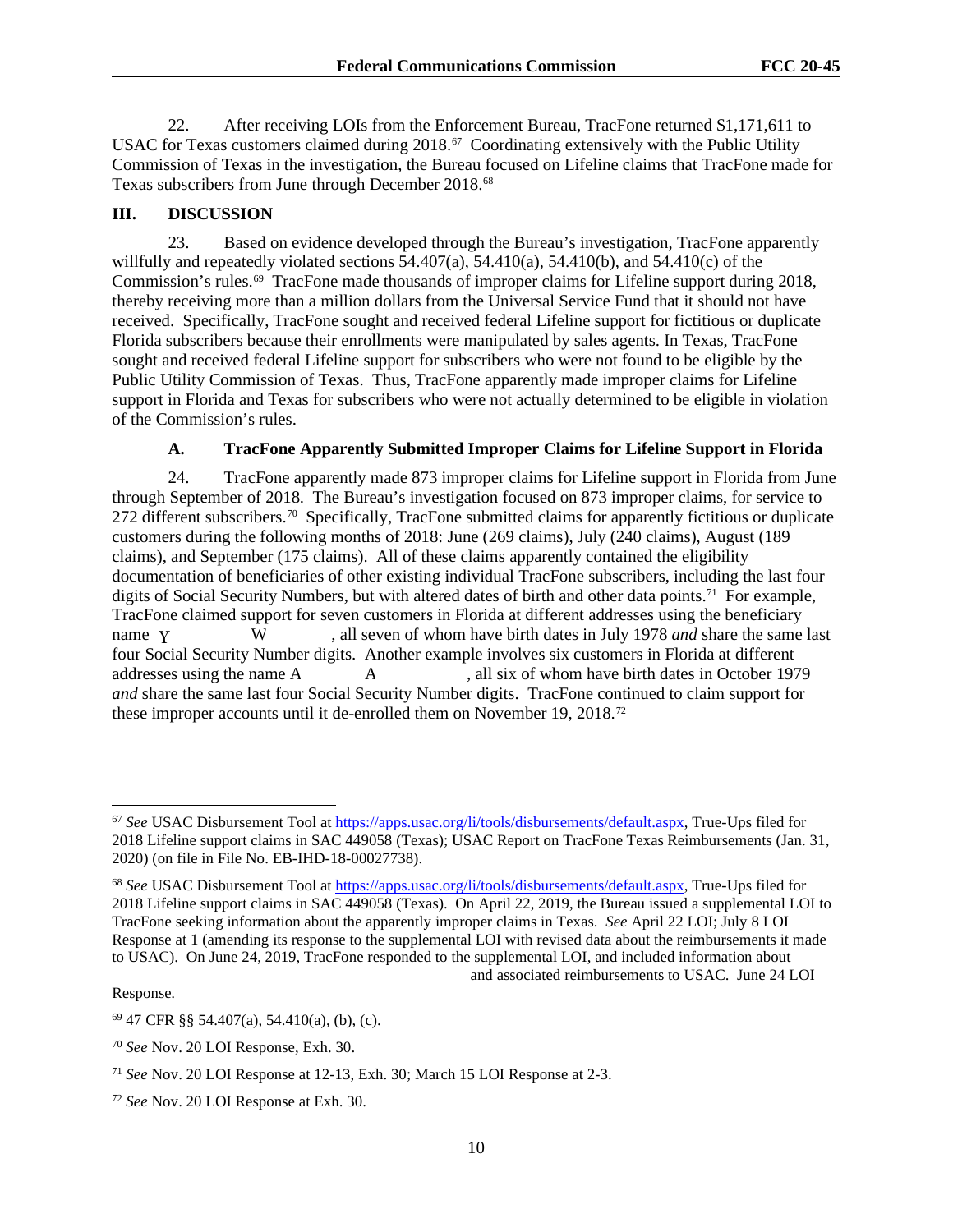22. After receiving LOIs from the Enforcement Bureau, TracFone returned $1,171,611 to USAC for Texas customers claimed during 2018.[67] Coordinating extensively with the Public Utility Commission of Texas in the investigation, the Bureau focused on Lifeline claims that TracFone made for Texas subscribers from June through December 2018.[68]

## III. DISCUSSION

23. Based on evidence developed through the Bureau's investigation, TracFone apparently willfully and repeatedly violated sections 54.407(a), 54.410(a), 54.410(b), and 54.410(c) of the Commission's rules.[69] TracFone made thousands of improper claims for Lifeline support during 2018, thereby receiving more than a million dollars from the Universal Service Fund that it should not have received. Specifically, TracFone sought and received federal Lifeline support for fictitious or duplicate Florida subscribers because their enrollments were manipulated by sales agents. In Texas, TracFone sought and received federal Lifeline support for subscribers who were not found to be eligible by the Public Utility Commission of Texas. Thus, TracFone apparently made improper claims for Lifeline support in Florida and Texas for subscribers who were not actually determined to be eligible in violation of the Commission's rules.

### A. TracFone Apparently Submitted Improper Claims for Lifeline Support in Florida

24. TracFone apparently made 873 improper claims for Lifeline support in Florida from June through September of 2018. The Bureau's investigation focused on 873 improper claims, for service to 272 different subscribers.[70] Specifically, TracFone submitted claims for apparently fictitious or duplicate customers during the following months of 2018: June (269 claims), July (240 claims), August (189 claims), and September (175 claims). All of these claims apparently contained the eligibility documentation of beneficiaries of other existing individual TracFone subscribers, including the last four digits of Social Security Numbers, but with altered dates of birth and other data points.[71] For example, TracFone claimed support for seven customers in Florida at different addresses using the beneficiary name Y W , all seven of whom have birth dates in July 1978 *and* share the same last four Social Security Number digits. Another example involves six customers in Florida at different addresses using the name A A , all six of whom have birth dates in October 1979 *and* share the same last four Social Security Number digits. TracFone continued to claim support for these improper accounts until it de-enrolled them on November 19, 2018.[72]

---

[67] *See* USAC Disbursement Tool at https://apps.usac.org/li/tools/disbursements/default.aspx, True-Ups filed for 2018 Lifeline support claims in SAC 449058 (Texas); USAC Report on TracFone Texas Reimbursements (Jan. 31, 2020) (on file in File No. EB-IHD-18-00027738).

[68] *See* USAC Disbursement Tool at https://apps.usac.org/li/tools/disbursements/default.aspx, True-Ups filed for 2018 Lifeline support claims in SAC 449058 (Texas). On April 22, 2019, the Bureau issued a supplemental LOI to TracFone seeking information about the apparently improper claims in Texas. *See* April 22 LOI; July 8 LOI Response at 1 (amending its response to the supplemental LOI with revised data about the reimbursements it made to USAC). On June 24, 2019, TracFone responded to the supplemental LOI, and included information about and associated reimbursements to USAC. June 24 LOI Response.

[69] 47 CFR §§ 54.407(a), 54.410(a), (b), (c).

[70] *See* Nov. 20 LOI Response, Exh. 30.

[71] *See* Nov. 20 LOI Response at 12-13, Exh. 30; March 15 LOI Response at 2-3.

[72] *See* Nov. 20 LOI Response at Exh. 30.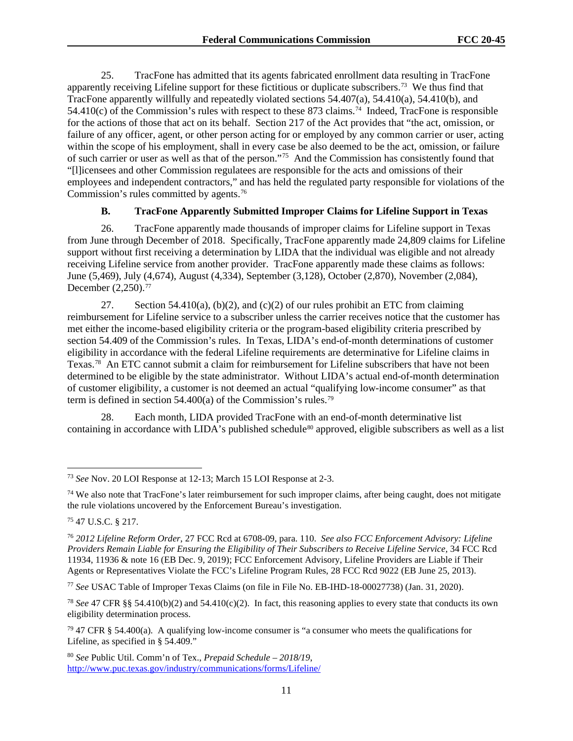25. TracFone has admitted that its agents fabricated enrollment data resulting in TracFone apparently receiving Lifeline support for these fictitious or duplicate subscribers.[73] We thus find that TracFone apparently willfully and repeatedly violated sections 54.407(a), 54.410(a), 54.410(b), and 54.410(c) of the Commission's rules with respect to these 873 claims.[74] Indeed, TracFone is responsible for the actions of those that act on its behalf. Section 217 of the Act provides that "the act, omission, or failure of any officer, agent, or other person acting for or employed by any common carrier or user, acting within the scope of his employment, shall in every case be also deemed to be the act, omission, or failure of such carrier or user as well as that of the person."[75] And the Commission has consistently found that "[l]icensees and other Commission regulatees are responsible for the acts and omissions of their employees and independent contractors," and has held the regulated party responsible for violations of the Commission's rules committed by agents.[76]

### B. TracFone Apparently Submitted Improper Claims for Lifeline Support in Texas

26. TracFone apparently made thousands of improper claims for Lifeline support in Texas from June through December of 2018. Specifically, TracFone apparently made 24,809 claims for Lifeline support without first receiving a determination by LIDA that the individual was eligible and not already receiving Lifeline service from another provider. TracFone apparently made these claims as follows: June (5,469), July (4,674), August (4,334), September (3,128), October (2,870), November (2,084), December (2,250).[77]

27. Section 54.410(a), (b)(2), and (c)(2) of our rules prohibit an ETC from claiming reimbursement for Lifeline service to a subscriber unless the carrier receives notice that the customer has met either the income-based eligibility criteria or the program-based eligibility criteria prescribed by section 54.409 of the Commission's rules. In Texas, LIDA's end-of-month determinations of customer eligibility in accordance with the federal Lifeline requirements are determinative for Lifeline claims in Texas.[78] An ETC cannot submit a claim for reimbursement for Lifeline subscribers that have not been determined to be eligible by the state administrator. Without LIDA's actual end-of-month determination of customer eligibility, a customer is not deemed an actual "qualifying low-income consumer" as that term is defined in section 54.400(a) of the Commission's rules.[79]

28. Each month, LIDA provided TracFone with an end-of-month determinative list containing in accordance with LIDA's published schedule[80] approved, eligible subscribers as well as a list

---

[73] *See* Nov. 20 LOI Response at 12-13; March 15 LOI Response at 2-3.

[74] We also note that TracFone's later reimbursement for such improper claims, after being caught, does not mitigate the rule violations uncovered by the Enforcement Bureau's investigation.

[75] 47 U.S.C. § 217.

[76] *2012 Lifeline Reform Order*, 27 FCC Rcd at 6708-09, para. 110. *See also FCC Enforcement Advisory: Lifeline Providers Remain Liable for Ensuring the Eligibility of Their Subscribers to Receive Lifeline Service*, 34 FCC Rcd 11934, 11936 & note 16 (EB Dec. 9, 2019); FCC Enforcement Advisory, Lifeline Providers are Liable if Their Agents or Representatives Violate the FCC's Lifeline Program Rules, 28 FCC Rcd 9022 (EB June 25, 2013).

[77] *See* USAC Table of Improper Texas Claims (on file in File No. EB-IHD-18-00027738) (Jan. 31, 2020).

[78] *See* 47 CFR §§ 54.410(b)(2) and 54.410(c)(2). In fact, this reasoning applies to every state that conducts its own eligibility determination process.

[79] 47 CFR § 54.400(a). A qualifying low-income consumer is "a consumer who meets the qualifications for Lifeline, as specified in § 54.409."

[80] *See* Public Util. Comm'n of Tex., *Prepaid Schedule – 2018/19*, http://www.puc.texas.gov/industry/communications/forms/Lifeline/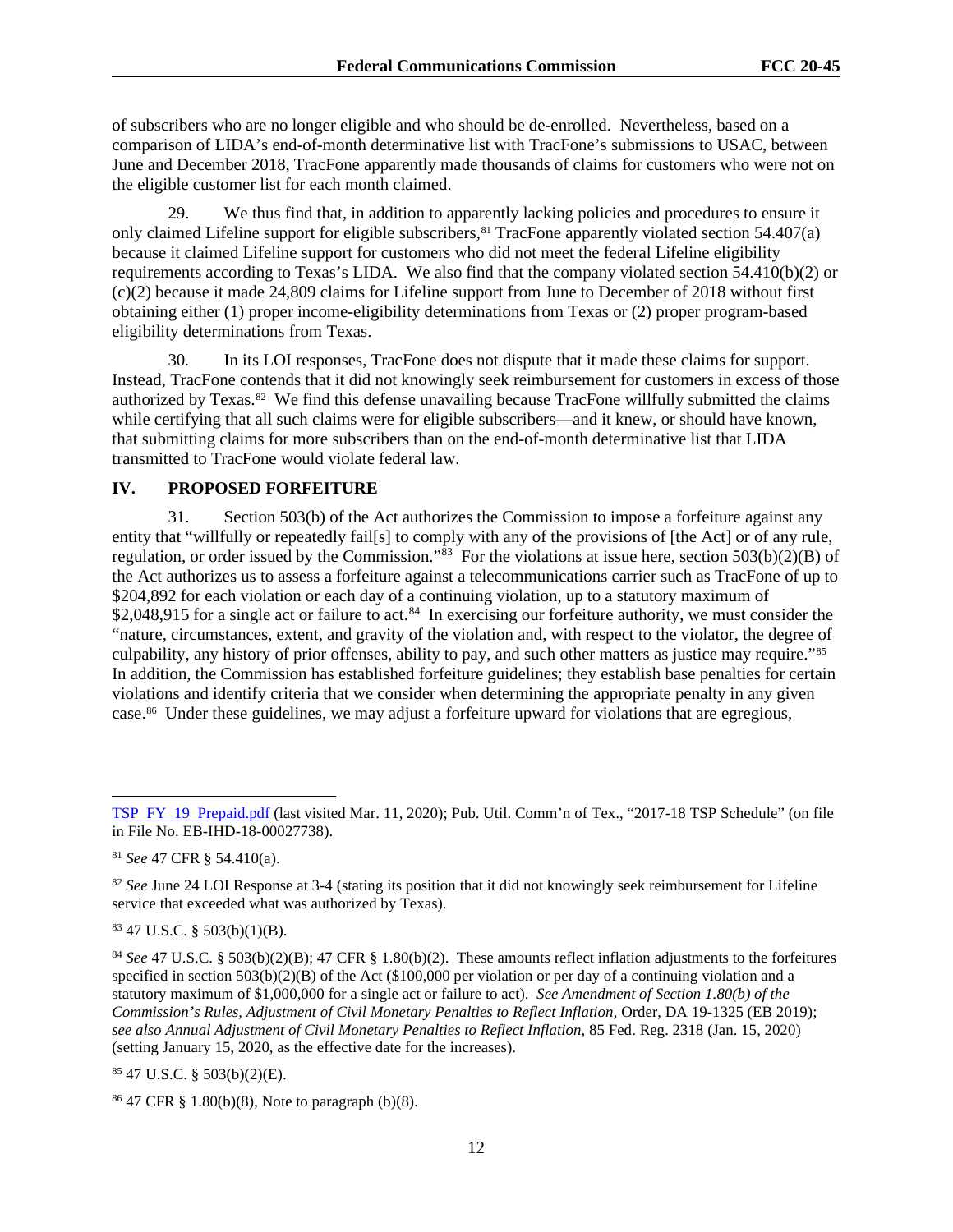of subscribers who are no longer eligible and who should be de-enrolled. Nevertheless, based on a comparison of LIDA's end-of-month determinative list with TracFone's submissions to USAC, between June and December 2018, TracFone apparently made thousands of claims for customers who were not on the eligible customer list for each month claimed.

29. We thus find that, in addition to apparently lacking policies and procedures to ensure it only claimed Lifeline support for eligible subscribers,[81] TracFone apparently violated section 54.407(a) because it claimed Lifeline support for customers who did not meet the federal Lifeline eligibility requirements according to Texas's LIDA. We also find that the company violated section 54.410(b)(2) or (c)(2) because it made 24,809 claims for Lifeline support from June to December of 2018 without first obtaining either (1) proper income-eligibility determinations from Texas or (2) proper program-based eligibility determinations from Texas.

30. In its LOI responses, TracFone does not dispute that it made these claims for support. Instead, TracFone contends that it did not knowingly seek reimbursement for customers in excess of those authorized by Texas.[82] We find this defense unavailing because TracFone willfully submitted the claims while certifying that all such claims were for eligible subscribers—and it knew, or should have known, that submitting claims for more subscribers than on the end-of-month determinative list that LIDA transmitted to TracFone would violate federal law.

## IV. PROPOSED FORFEITURE

31. Section 503(b) of the Act authorizes the Commission to impose a forfeiture against any entity that "willfully or repeatedly fail[s] to comply with any of the provisions of [the Act] or of any rule, regulation, or order issued by the Commission."[83] For the violations at issue here, section 503(b)(2)(B) of the Act authorizes us to assess a forfeiture against a telecommunications carrier such as TracFone of up to $204,892 for each violation or each day of a continuing violation, up to a statutory maximum of $2,048,915 for a single act or failure to act.[84] In exercising our forfeiture authority, we must consider the "nature, circumstances, extent, and gravity of the violation and, with respect to the violator, the degree of culpability, any history of prior offenses, ability to pay, and such other matters as justice may require."[85] In addition, the Commission has established forfeiture guidelines; they establish base penalties for certain violations and identify criteria that we consider when determining the appropriate penalty in any given case.[86] Under these guidelines, we may adjust a forfeiture upward for violations that are egregious,

---

TSP_FY_19_Prepaid.pdf (last visited Mar. 11, 2020); Pub. Util. Comm'n of Tex., "2017-18 TSP Schedule" (on file in File No. EB-IHD-18-00027738).

[81] *See* 47 CFR § 54.410(a).

[82] *See* June 24 LOI Response at 3-4 (stating its position that it did not knowingly seek reimbursement for Lifeline service that exceeded what was authorized by Texas).

[83] 47 U.S.C. § 503(b)(1)(B).

[84] *See* 47 U.S.C. § 503(b)(2)(B); 47 CFR § 1.80(b)(2). These amounts reflect inflation adjustments to the forfeitures specified in section 503(b)(2)(B) of the Act ($100,000 per violation or per day of a continuing violation and a statutory maximum of $1,000,000 for a single act or failure to act). *See Amendment of Section 1.80(b) of the Commission's Rules, Adjustment of Civil Monetary Penalties to Reflect Inflation*, Order, DA 19-1325 (EB 2019); *see also Annual Adjustment of Civil Monetary Penalties to Reflect Inflation*, 85 Fed. Reg. 2318 (Jan. 15, 2020) (setting January 15, 2020, as the effective date for the increases).

[85] 47 U.S.C. § 503(b)(2)(E).

[86] 47 CFR § 1.80(b)(8), Note to paragraph (b)(8).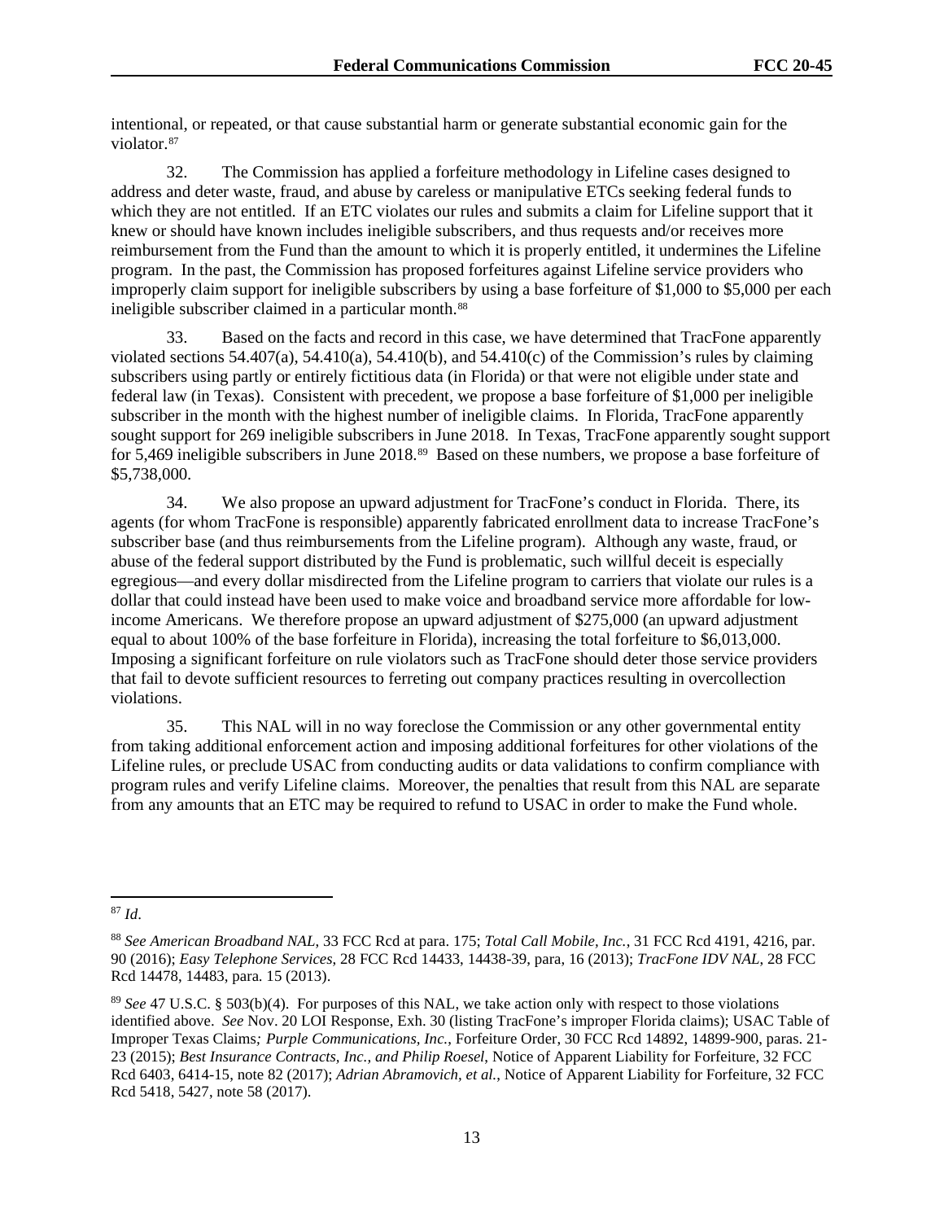intentional, or repeated, or that cause substantial harm or generate substantial economic gain for the violator.[87]

32. The Commission has applied a forfeiture methodology in Lifeline cases designed to address and deter waste, fraud, and abuse by careless or manipulative ETCs seeking federal funds to which they are not entitled. If an ETC violates our rules and submits a claim for Lifeline support that it knew or should have known includes ineligible subscribers, and thus requests and/or receives more reimbursement from the Fund than the amount to which it is properly entitled, it undermines the Lifeline program. In the past, the Commission has proposed forfeitures against Lifeline service providers who improperly claim support for ineligible subscribers by using a base forfeiture of $1,000 to $5,000 per each ineligible subscriber claimed in a particular month.[88]

33. Based on the facts and record in this case, we have determined that TracFone apparently violated sections 54.407(a), 54.410(a), 54.410(b), and 54.410(c) of the Commission's rules by claiming subscribers using partly or entirely fictitious data (in Florida) or that were not eligible under state and federal law (in Texas). Consistent with precedent, we propose a base forfeiture of $1,000 per ineligible subscriber in the month with the highest number of ineligible claims. In Florida, TracFone apparently sought support for 269 ineligible subscribers in June 2018. In Texas, TracFone apparently sought support for 5,469 ineligible subscribers in June 2018.[89] Based on these numbers, we propose a base forfeiture of $5,738,000.

34. We also propose an upward adjustment for TracFone's conduct in Florida. There, its agents (for whom TracFone is responsible) apparently fabricated enrollment data to increase TracFone's subscriber base (and thus reimbursements from the Lifeline program). Although any waste, fraud, or abuse of the federal support distributed by the Fund is problematic, such willful deceit is especially egregious—and every dollar misdirected from the Lifeline program to carriers that violate our rules is a dollar that could instead have been used to make voice and broadband service more affordable for low-income Americans. We therefore propose an upward adjustment of $275,000 (an upward adjustment equal to about 100% of the base forfeiture in Florida), increasing the total forfeiture to $6,013,000. Imposing a significant forfeiture on rule violators such as TracFone should deter those service providers that fail to devote sufficient resources to ferreting out company practices resulting in overcollection violations.

35. This NAL will in no way foreclose the Commission or any other governmental entity from taking additional enforcement action and imposing additional forfeitures for other violations of the Lifeline rules, or preclude USAC from conducting audits or data validations to confirm compliance with program rules and verify Lifeline claims. Moreover, the penalties that result from this NAL are separate from any amounts that an ETC may be required to refund to USAC in order to make the Fund whole.

---

[87] *Id*.

[88] *See American Broadband NAL*, 33 FCC Rcd at para. 175; *Total Call Mobile, Inc.*, 31 FCC Rcd 4191, 4216, par. 90 (2016); *Easy Telephone Services*, 28 FCC Rcd 14433, 14438-39, para, 16 (2013); *TracFone IDV NAL*, 28 FCC Rcd 14478, 14483, para. 15 (2013).

[89] *See* 47 U.S.C. § 503(b)(4). For purposes of this NAL, we take action only with respect to those violations identified above. *See* Nov. 20 LOI Response, Exh. 30 (listing TracFone's improper Florida claims); USAC Table of Improper Texas Claims*; Purple Communications, Inc.*, Forfeiture Order, 30 FCC Rcd 14892, 14899-900, paras. 21-23 (2015); *Best Insurance Contracts, Inc., and Philip Roesel*, Notice of Apparent Liability for Forfeiture, 32 FCC Rcd 6403, 6414-15, note 82 (2017); *Adrian Abramovich, et al.*, Notice of Apparent Liability for Forfeiture, 32 FCC Rcd 5418, 5427, note 58 (2017).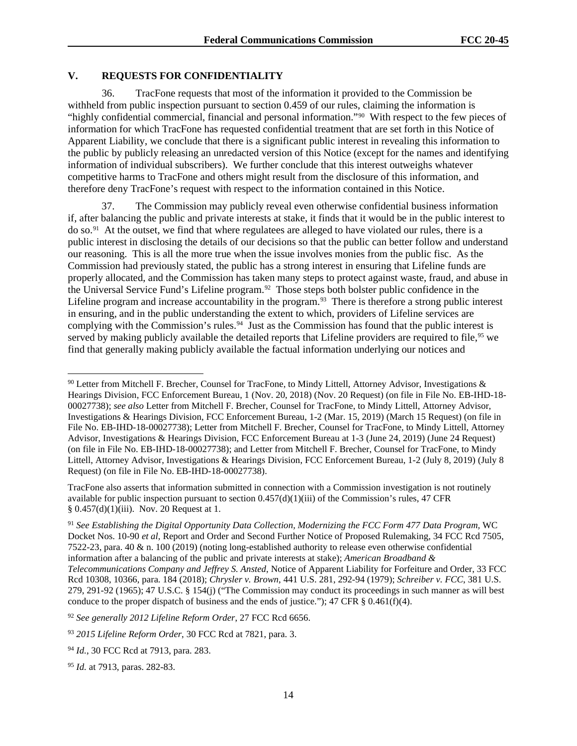## V. REQUESTS FOR CONFIDENTIALITY

36. TracFone requests that most of the information it provided to the Commission be withheld from public inspection pursuant to section 0.459 of our rules, claiming the information is "highly confidential commercial, financial and personal information."[90] With respect to the few pieces of information for which TracFone has requested confidential treatment that are set forth in this Notice of Apparent Liability, we conclude that there is a significant public interest in revealing this information to the public by publicly releasing an unredacted version of this Notice (except for the names and identifying information of individual subscribers). We further conclude that this interest outweighs whatever competitive harms to TracFone and others might result from the disclosure of this information, and therefore deny TracFone's request with respect to the information contained in this Notice.

37. The Commission may publicly reveal even otherwise confidential business information if, after balancing the public and private interests at stake, it finds that it would be in the public interest to do so.[91] At the outset, we find that where regulatees are alleged to have violated our rules, there is a public interest in disclosing the details of our decisions so that the public can better follow and understand our reasoning. This is all the more true when the issue involves monies from the public fisc. As the Commission had previously stated, the public has a strong interest in ensuring that Lifeline funds are properly allocated, and the Commission has taken many steps to protect against waste, fraud, and abuse in the Universal Service Fund's Lifeline program.[92] Those steps both bolster public confidence in the Lifeline program and increase accountability in the program.[93] There is therefore a strong public interest in ensuring, and in the public understanding the extent to which, providers of Lifeline services are complying with the Commission's rules.[94] Just as the Commission has found that the public interest is served by making publicly available the detailed reports that Lifeline providers are required to file,[95] we find that generally making publicly available the factual information underlying our notices and

---

[90] Letter from Mitchell F. Brecher, Counsel for TracFone, to Mindy Littell, Attorney Advisor, Investigations & Hearings Division, FCC Enforcement Bureau, 1 (Nov. 20, 2018) (Nov. 20 Request) (on file in File No. EB-IHD-18-00027738); *see also* Letter from Mitchell F. Brecher, Counsel for TracFone, to Mindy Littell, Attorney Advisor, Investigations & Hearings Division, FCC Enforcement Bureau, 1-2 (Mar. 15, 2019) (March 15 Request) (on file in File No. EB-IHD-18-00027738); Letter from Mitchell F. Brecher, Counsel for TracFone, to Mindy Littell, Attorney Advisor, Investigations & Hearings Division, FCC Enforcement Bureau at 1-3 (June 24, 2019) (June 24 Request) (on file in File No. EB-IHD-18-00027738); and Letter from Mitchell F. Brecher, Counsel for TracFone, to Mindy Littell, Attorney Advisor, Investigations & Hearings Division, FCC Enforcement Bureau, 1-2 (July 8, 2019) (July 8 Request) (on file in File No. EB-IHD-18-00027738).

TracFone also asserts that information submitted in connection with a Commission investigation is not routinely available for public inspection pursuant to section 0.457(d)(1)(iii) of the Commission's rules, 47 CFR § 0.457(d)(1)(iii). Nov. 20 Request at 1.

[91] *See Establishing the Digital Opportunity Data Collection, Modernizing the FCC Form 477 Data Program*, WC Docket Nos. 10-90 *et al*, Report and Order and Second Further Notice of Proposed Rulemaking, 34 FCC Rcd 7505, 7522-23, para. 40 & n. 100 (2019) (noting long-established authority to release even otherwise confidential information after a balancing of the public and private interests at stake); *American Broadband & Telecommunications Company and Jeffrey S. Ansted*, Notice of Apparent Liability for Forfeiture and Order, 33 FCC Rcd 10308, 10366, para. 184 (2018); *Chrysler v. Brown*, 441 U.S. 281, 292-94 (1979); *Schreiber v. FCC*, 381 U.S. 279, 291-92 (1965); 47 U.S.C. § 154(j) ("The Commission may conduct its proceedings in such manner as will best conduce to the proper dispatch of business and the ends of justice."); 47 CFR § 0.461(f)(4).

[92] *See generally 2012 Lifeline Reform Order*, 27 FCC Rcd 6656.

[93] *2015 Lifeline Reform Order*, 30 FCC Rcd at 7821, para. 3.

[94] *Id.*, 30 FCC Rcd at 7913, para. 283.

[95] *Id.* at 7913, paras. 282-83.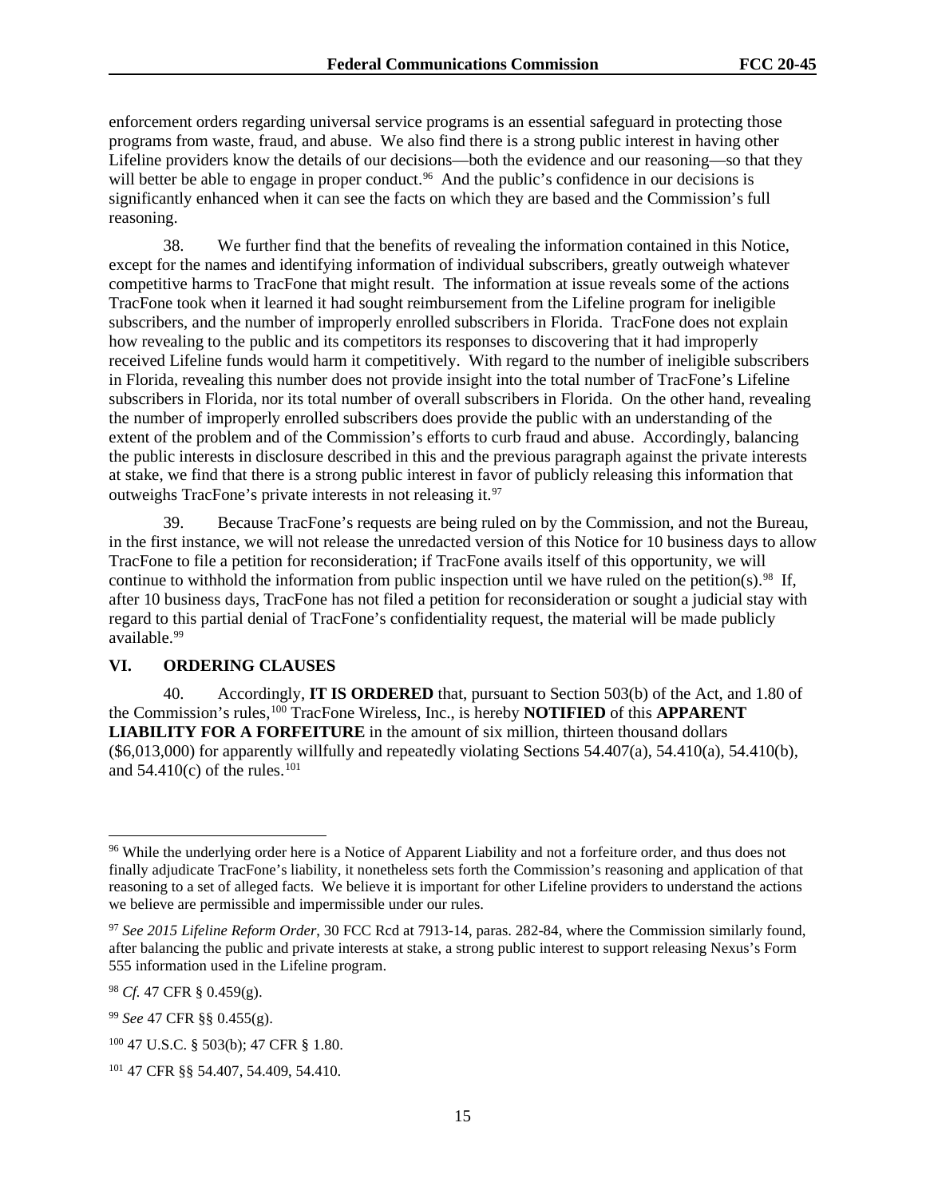enforcement orders regarding universal service programs is an essential safeguard in protecting those programs from waste, fraud, and abuse. We also find there is a strong public interest in having other Lifeline providers know the details of our decisions—both the evidence and our reasoning—so that they will better be able to engage in proper conduct.[96] And the public's confidence in our decisions is significantly enhanced when it can see the facts on which they are based and the Commission's full reasoning.

38. We further find that the benefits of revealing the information contained in this Notice, except for the names and identifying information of individual subscribers, greatly outweigh whatever competitive harms to TracFone that might result. The information at issue reveals some of the actions TracFone took when it learned it had sought reimbursement from the Lifeline program for ineligible subscribers, and the number of improperly enrolled subscribers in Florida. TracFone does not explain how revealing to the public and its competitors its responses to discovering that it had improperly received Lifeline funds would harm it competitively. With regard to the number of ineligible subscribers in Florida, revealing this number does not provide insight into the total number of TracFone's Lifeline subscribers in Florida, nor its total number of overall subscribers in Florida. On the other hand, revealing the number of improperly enrolled subscribers does provide the public with an understanding of the extent of the problem and of the Commission's efforts to curb fraud and abuse. Accordingly, balancing the public interests in disclosure described in this and the previous paragraph against the private interests at stake, we find that there is a strong public interest in favor of publicly releasing this information that outweighs TracFone's private interests in not releasing it.[97]

39. Because TracFone's requests are being ruled on by the Commission, and not the Bureau, in the first instance, we will not release the unredacted version of this Notice for 10 business days to allow TracFone to file a petition for reconsideration; if TracFone avails itself of this opportunity, we will continue to withhold the information from public inspection until we have ruled on the petition(s).[98] If, after 10 business days, TracFone has not filed a petition for reconsideration or sought a judicial stay with regard to this partial denial of TracFone's confidentiality request, the material will be made publicly available.[99]

## VI. ORDERING CLAUSES

40. Accordingly, **IT IS ORDERED** that, pursuant to Section 503(b) of the Act, and 1.80 of the Commission's rules,[100] TracFone Wireless, Inc., is hereby **NOTIFIED** of this **APPARENT LIABILITY FOR A FORFEITURE** in the amount of six million, thirteen thousand dollars ($6,013,000) for apparently willfully and repeatedly violating Sections 54.407(a), 54.410(a), 54.410(b), and 54.410(c) of the rules.[101]

---

[96] While the underlying order here is a Notice of Apparent Liability and not a forfeiture order, and thus does not finally adjudicate TracFone's liability, it nonetheless sets forth the Commission's reasoning and application of that reasoning to a set of alleged facts. We believe it is important for other Lifeline providers to understand the actions we believe are permissible and impermissible under our rules.

[97] *See 2015 Lifeline Reform Order*, 30 FCC Rcd at 7913-14, paras. 282-84, where the Commission similarly found, after balancing the public and private interests at stake, a strong public interest to support releasing Nexus's Form 555 information used in the Lifeline program.

[98] *Cf.* 47 CFR § 0.459(g).

[99] *See* 47 CFR §§ 0.455(g).

[100] 47 U.S.C. § 503(b); 47 CFR § 1.80.

[101] 47 CFR §§ 54.407, 54.409, 54.410.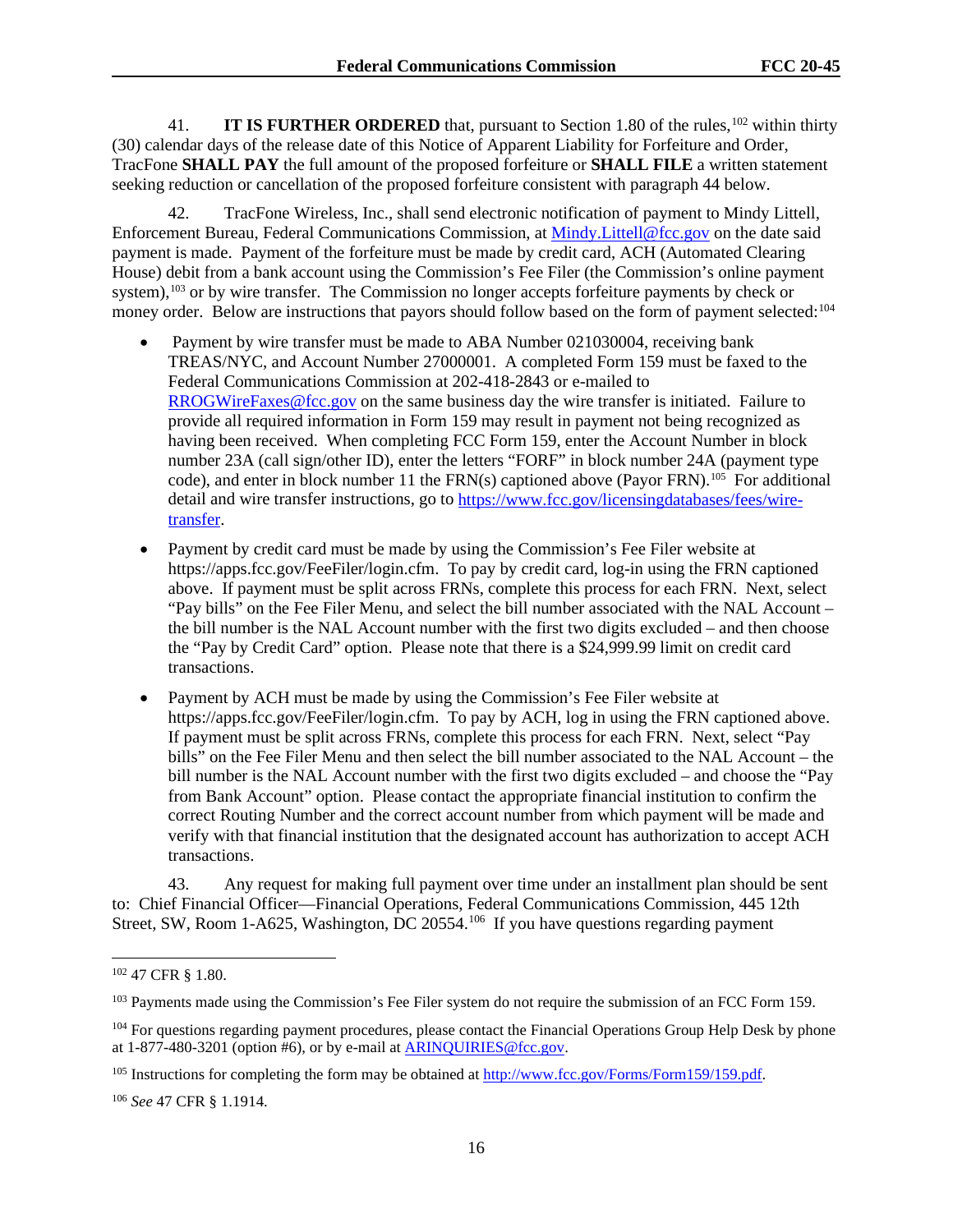41. **IT IS FURTHER ORDERED** that, pursuant to Section 1.80 of the rules,[102] within thirty (30) calendar days of the release date of this Notice of Apparent Liability for Forfeiture and Order, TracFone **SHALL PAY** the full amount of the proposed forfeiture or **SHALL FILE** a written statement seeking reduction or cancellation of the proposed forfeiture consistent with paragraph 44 below.

42. TracFone Wireless, Inc., shall send electronic notification of payment to Mindy Littell, Enforcement Bureau, Federal Communications Commission, at Mindy.Littell@fcc.gov on the date said payment is made. Payment of the forfeiture must be made by credit card, ACH (Automated Clearing House) debit from a bank account using the Commission's Fee Filer (the Commission's online payment system),[103] or by wire transfer. The Commission no longer accepts forfeiture payments by check or money order. Below are instructions that payors should follow based on the form of payment selected:[104]

- Payment by wire transfer must be made to ABA Number 021030004, receiving bank TREAS/NYC, and Account Number 27000001. A completed Form 159 must be faxed to the Federal Communications Commission at 202-418-2843 or e-mailed to RROGWireFaxes@fcc.gov on the same business day the wire transfer is initiated. Failure to provide all required information in Form 159 may result in payment not being recognized as having been received. When completing FCC Form 159, enter the Account Number in block number 23A (call sign/other ID), enter the letters "FORF" in block number 24A (payment type code), and enter in block number 11 the FRN(s) captioned above (Payor FRN).[105] For additional detail and wire transfer instructions, go to https://www.fcc.gov/licensingdatabases/fees/wire-transfer.
- Payment by credit card must be made by using the Commission's Fee Filer website at https://apps.fcc.gov/FeeFiler/login.cfm. To pay by credit card, log-in using the FRN captioned above. If payment must be split across FRNs, complete this process for each FRN. Next, select "Pay bills" on the Fee Filer Menu, and select the bill number associated with the NAL Account – the bill number is the NAL Account number with the first two digits excluded – and then choose the "Pay by Credit Card" option. Please note that there is a $24,999.99 limit on credit card transactions.
- Payment by ACH must be made by using the Commission's Fee Filer website at https://apps.fcc.gov/FeeFiler/login.cfm. To pay by ACH, log in using the FRN captioned above. If payment must be split across FRNs, complete this process for each FRN. Next, select "Pay bills" on the Fee Filer Menu and then select the bill number associated to the NAL Account – the bill number is the NAL Account number with the first two digits excluded – and choose the "Pay from Bank Account" option. Please contact the appropriate financial institution to confirm the correct Routing Number and the correct account number from which payment will be made and verify with that financial institution that the designated account has authorization to accept ACH transactions.

43. Any request for making full payment over time under an installment plan should be sent to: Chief Financial Officer—Financial Operations, Federal Communications Commission, 445 12th Street, SW, Room 1-A625, Washington, DC 20554.[106] If you have questions regarding payment

---

[102] 47 CFR § 1.80.

[103] Payments made using the Commission's Fee Filer system do not require the submission of an FCC Form 159.

[104] For questions regarding payment procedures, please contact the Financial Operations Group Help Desk by phone at 1-877-480-3201 (option #6), or by e-mail at ARINQUIRIES@fcc.gov.

[105] Instructions for completing the form may be obtained at http://www.fcc.gov/Forms/Form159/159.pdf.

[106] *See* 47 CFR § 1.1914.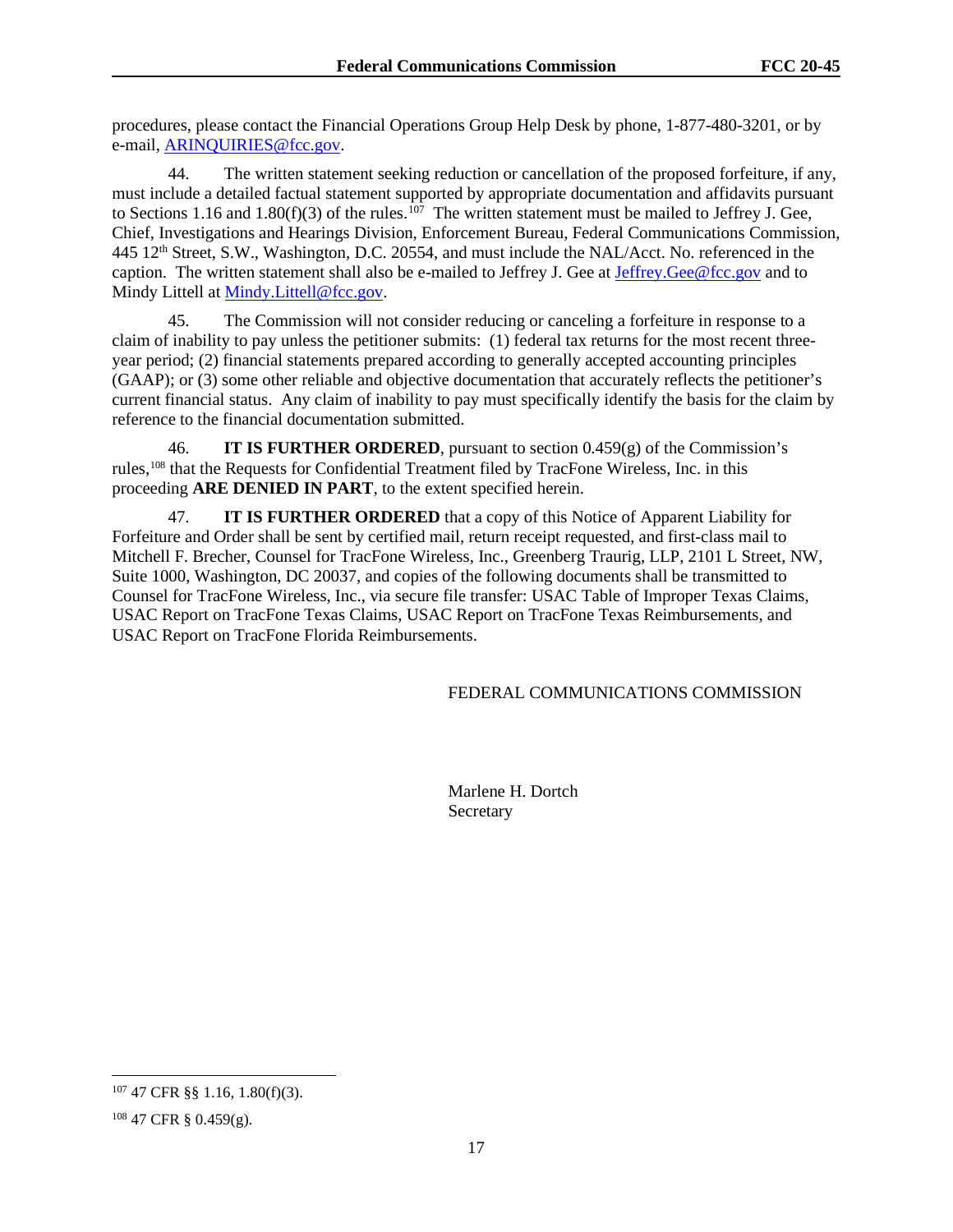procedures, please contact the Financial Operations Group Help Desk by phone, 1-877-480-3201, or by e-mail, ARINQUIRIES@fcc.gov.

44. The written statement seeking reduction or cancellation of the proposed forfeiture, if any, must include a detailed factual statement supported by appropriate documentation and affidavits pursuant to Sections 1.16 and 1.80(f)(3) of the rules.[107] The written statement must be mailed to Jeffrey J. Gee, Chief, Investigations and Hearings Division, Enforcement Bureau, Federal Communications Commission, 445 12th Street, S.W., Washington, D.C. 20554, and must include the NAL/Acct. No. referenced in the caption. The written statement shall also be e-mailed to Jeffrey J. Gee at Jeffrey.Gee@fcc.gov and to Mindy Littell at Mindy.Littell@fcc.gov.

45. The Commission will not consider reducing or canceling a forfeiture in response to a claim of inability to pay unless the petitioner submits: (1) federal tax returns for the most recent three-year period; (2) financial statements prepared according to generally accepted accounting principles (GAAP); or (3) some other reliable and objective documentation that accurately reflects the petitioner's current financial status. Any claim of inability to pay must specifically identify the basis for the claim by reference to the financial documentation submitted.

46. **IT IS FURTHER ORDERED**, pursuant to section 0.459(g) of the Commission's rules,[108] that the Requests for Confidential Treatment filed by TracFone Wireless, Inc. in this proceeding **ARE DENIED IN PART**, to the extent specified herein.

47. **IT IS FURTHER ORDERED** that a copy of this Notice of Apparent Liability for Forfeiture and Order shall be sent by certified mail, return receipt requested, and first-class mail to Mitchell F. Brecher, Counsel for TracFone Wireless, Inc., Greenberg Traurig, LLP, 2101 L Street, NW, Suite 1000, Washington, DC 20037, and copies of the following documents shall be transmitted to Counsel for TracFone Wireless, Inc., via secure file transfer: USAC Table of Improper Texas Claims, USAC Report on TracFone Texas Claims, USAC Report on TracFone Texas Reimbursements, and USAC Report on TracFone Florida Reimbursements.

FEDERAL COMMUNICATIONS COMMISSION

Marlene H. Dortch
Secretary

---

[107] 47 CFR §§ 1.16, 1.80(f)(3).

[108] 47 CFR § 0.459(g).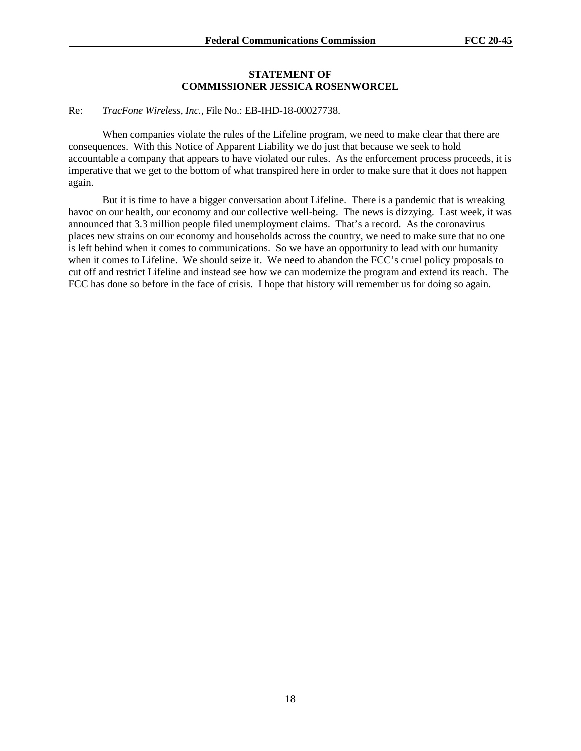**STATEMENT OF
COMMISSIONER JESSICA ROSENWORCEL**

Re: *TracFone Wireless, Inc.*, File No.: EB-IHD-18-00027738.

When companies violate the rules of the Lifeline program, we need to make clear that there are consequences. With this Notice of Apparent Liability we do just that because we seek to hold accountable a company that appears to have violated our rules. As the enforcement process proceeds, it is imperative that we get to the bottom of what transpired here in order to make sure that it does not happen again.

But it is time to have a bigger conversation about Lifeline. There is a pandemic that is wreaking havoc on our health, our economy and our collective well-being. The news is dizzying. Last week, it was announced that 3.3 million people filed unemployment claims. That's a record. As the coronavirus places new strains on our economy and households across the country, we need to make sure that no one is left behind when it comes to communications. So we have an opportunity to lead with our humanity when it comes to Lifeline. We should seize it. We need to abandon the FCC's cruel policy proposals to cut off and restrict Lifeline and instead see how we can modernize the program and extend its reach. The FCC has done so before in the face of crisis. I hope that history will remember us for doing so again.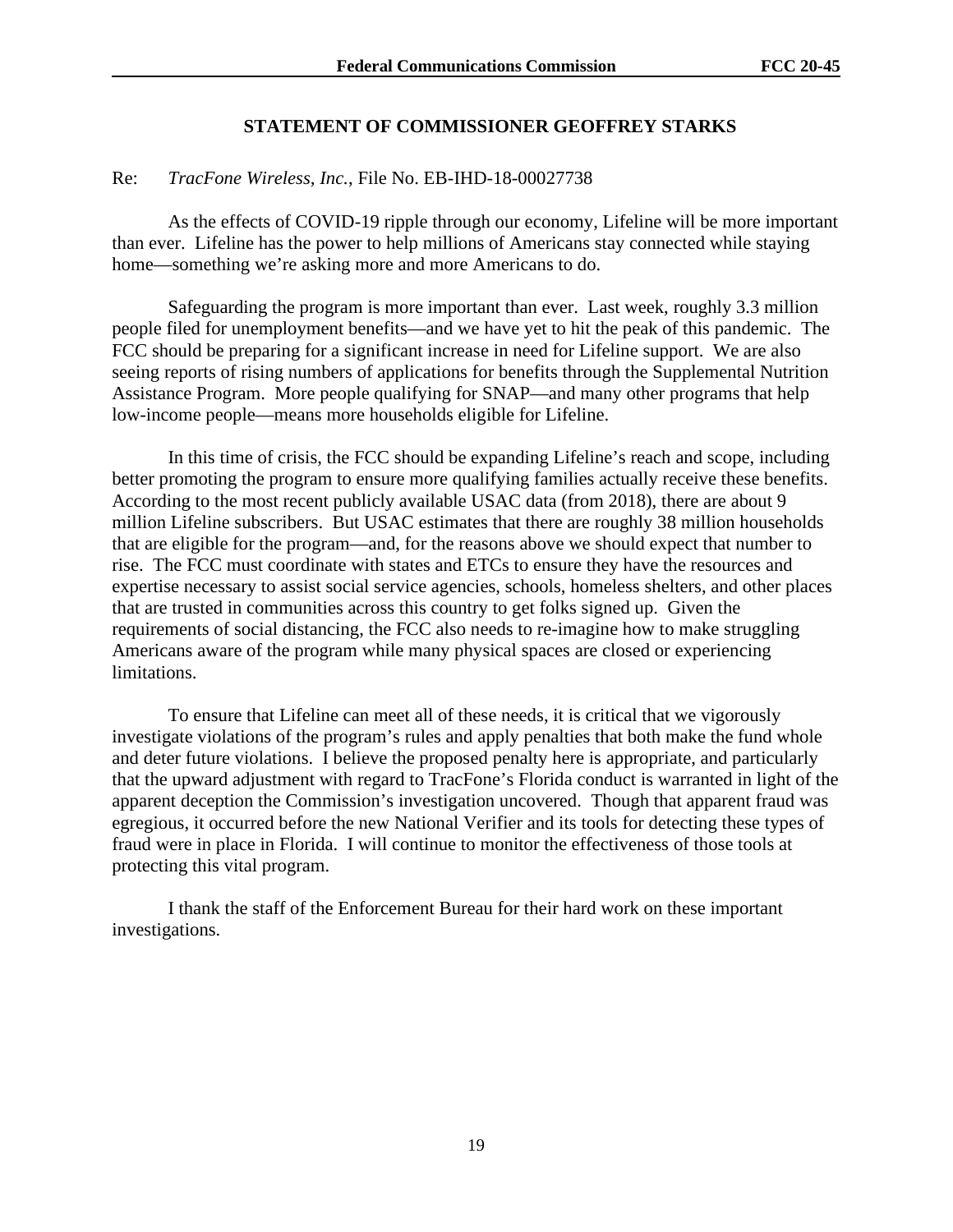## STATEMENT OF COMMISSIONER GEOFFREY STARKS

Re: *TracFone Wireless, Inc.*, File No. EB-IHD-18-00027738

As the effects of COVID-19 ripple through our economy, Lifeline will be more important than ever. Lifeline has the power to help millions of Americans stay connected while staying home—something we're asking more and more Americans to do.

Safeguarding the program is more important than ever. Last week, roughly 3.3 million people filed for unemployment benefits—and we have yet to hit the peak of this pandemic. The FCC should be preparing for a significant increase in need for Lifeline support. We are also seeing reports of rising numbers of applications for benefits through the Supplemental Nutrition Assistance Program. More people qualifying for SNAP—and many other programs that help low-income people—means more households eligible for Lifeline.

In this time of crisis, the FCC should be expanding Lifeline's reach and scope, including better promoting the program to ensure more qualifying families actually receive these benefits. According to the most recent publicly available USAC data (from 2018), there are about 9 million Lifeline subscribers. But USAC estimates that there are roughly 38 million households that are eligible for the program—and, for the reasons above we should expect that number to rise. The FCC must coordinate with states and ETCs to ensure they have the resources and expertise necessary to assist social service agencies, schools, homeless shelters, and other places that are trusted in communities across this country to get folks signed up. Given the requirements of social distancing, the FCC also needs to re-imagine how to make struggling Americans aware of the program while many physical spaces are closed or experiencing limitations.

To ensure that Lifeline can meet all of these needs, it is critical that we vigorously investigate violations of the program's rules and apply penalties that both make the fund whole and deter future violations. I believe the proposed penalty here is appropriate, and particularly that the upward adjustment with regard to TracFone's Florida conduct is warranted in light of the apparent deception the Commission's investigation uncovered. Though that apparent fraud was egregious, it occurred before the new National Verifier and its tools for detecting these types of fraud were in place in Florida. I will continue to monitor the effectiveness of those tools at protecting this vital program.

I thank the staff of the Enforcement Bureau for their hard work on these important investigations.